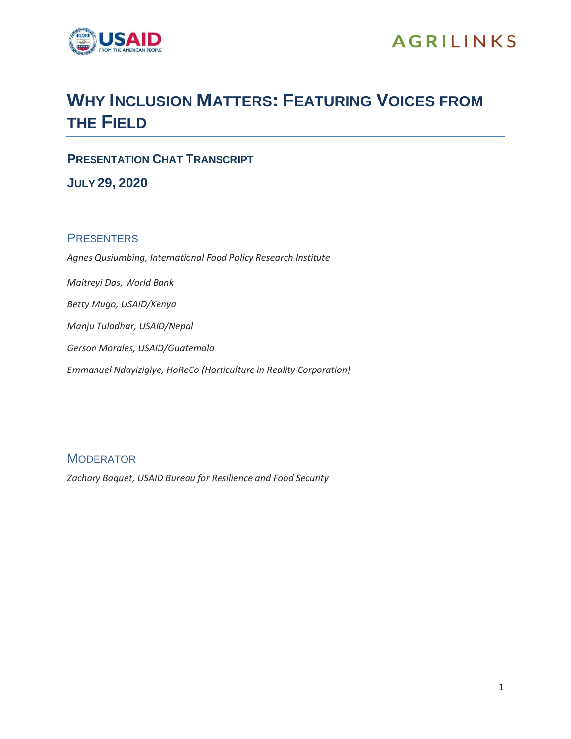# WHY INCLUSION MATTERS: FEATURING VOICES FROM THE FIELD

## PRESENTATION CHAT TRANSCRIPT

## JULY 29, 2020

### PRESENTERS

*Agnes Qusiumbing, International Food Policy Research Institute*

*Maitreyi Das, World Bank*

*Betty Mugo, USAID/Kenya*

*Manju Tuladhar, USAID/Nepal*

*Gerson Morales, USAID/Guatemala*

*Emmanuel Ndayizigiye, HoReCo (Horticulture in Reality Corporation)*

### MODERATOR

*Zachary Baquet, USAID Bureau for Resilience and Food Security*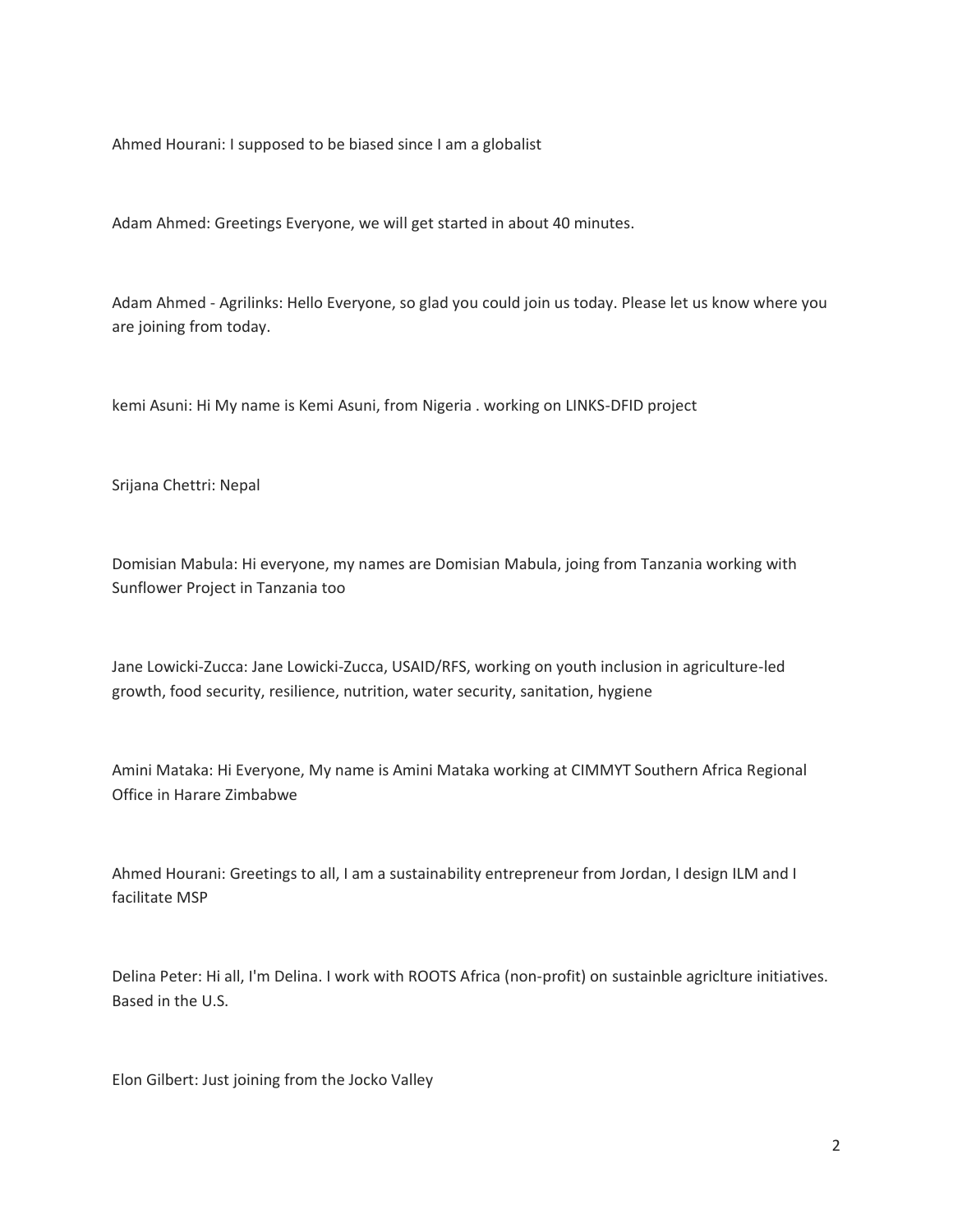Ahmed Hourani: I supposed to be biased since I am a globalist

Adam Ahmed: Greetings Everyone, we will get started in about 40 minutes.

Adam Ahmed - Agrilinks: Hello Everyone, so glad you could join us today. Please let us know where you are joining from today.

kemi Asuni: Hi My name is Kemi Asuni, from Nigeria . working on LINKS-DFID project

Srijana Chettri: Nepal

Domisian Mabula: Hi everyone, my names are Domisian Mabula, joing from Tanzania working with Sunflower Project in Tanzania too

Jane Lowicki-Zucca: Jane Lowicki-Zucca, USAID/RFS, working on youth inclusion in agriculture-led growth, food security, resilience, nutrition, water security, sanitation, hygiene

Amini Mataka: Hi Everyone, My name is Amini Mataka working at CIMMYT Southern Africa Regional Office in Harare Zimbabwe

Ahmed Hourani: Greetings to all, I am a sustainability entrepreneur from Jordan, I design ILM and I facilitate MSP

Delina Peter: Hi all, I'm Delina. I work with ROOTS Africa (non-profit) on sustainble agriclture initiatives. Based in the U.S.

Elon Gilbert: Just joining from the Jocko Valley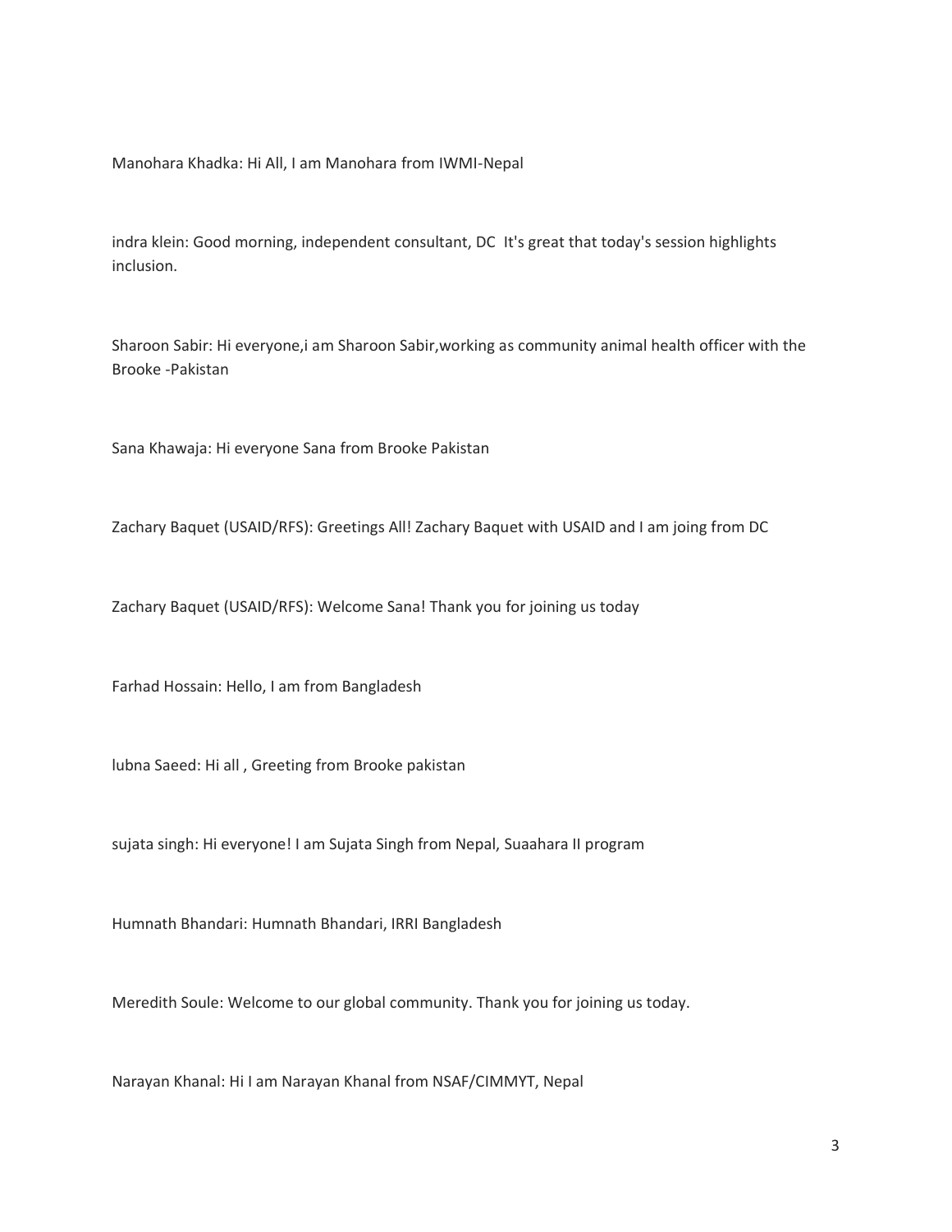Manohara Khadka: Hi All, I am Manohara from IWMI-Nepal

indra klein: Good morning, independent consultant, DC  It's great that today's session highlights inclusion.

Sharoon Sabir: Hi everyone,i am Sharoon Sabir,working as community animal health officer with the Brooke -Pakistan

Sana Khawaja: Hi everyone Sana from Brooke Pakistan

Zachary Baquet (USAID/RFS): Greetings All! Zachary Baquet with USAID and I am joing from DC

Zachary Baquet (USAID/RFS): Welcome Sana! Thank you for joining us today

Farhad Hossain: Hello, I am from Bangladesh

lubna Saeed: Hi all , Greeting from Brooke pakistan

sujata singh: Hi everyone! I am Sujata Singh from Nepal, Suaahara II program

Humnath Bhandari: Humnath Bhandari, IRRI Bangladesh

Meredith Soule: Welcome to our global community. Thank you for joining us today.

Narayan Khanal: Hi I am Narayan Khanal from NSAF/CIMMYT, Nepal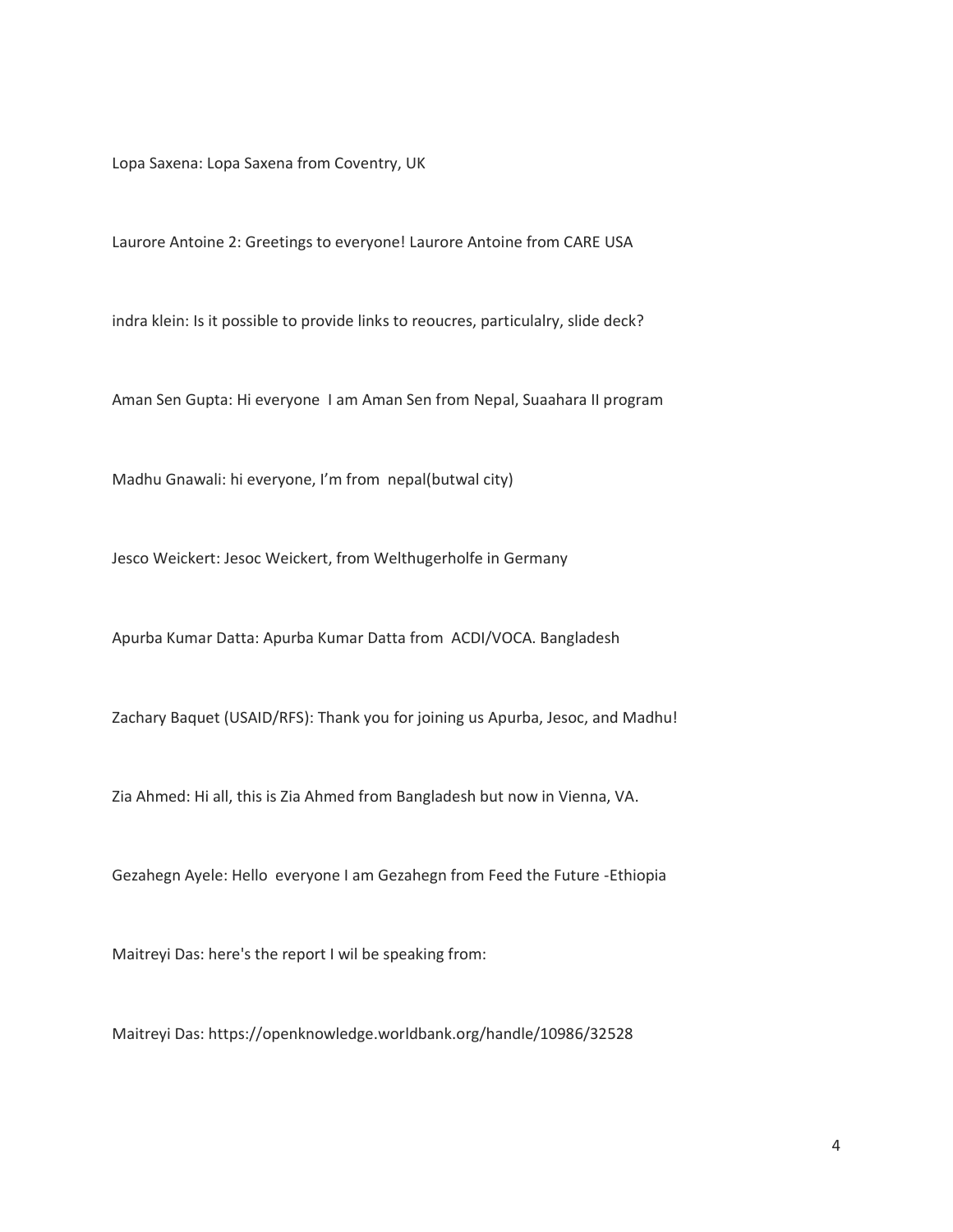Lopa Saxena: Lopa Saxena from Coventry, UK

Laurore Antoine 2: Greetings to everyone! Laurore Antoine from CARE USA

indra klein: Is it possible to provide links to reoucres, particulalry, slide deck?

Aman Sen Gupta: Hi everyone  I am Aman Sen from Nepal, Suaahara II program

Madhu Gnawali: hi everyone, I'm from  nepal(butwal city)

Jesco Weickert: Jesoc Weickert, from Welthugerholfe in Germany

Apurba Kumar Datta: Apurba Kumar Datta from  ACDI/VOCA. Bangladesh

Zachary Baquet (USAID/RFS): Thank you for joining us Apurba, Jesoc, and Madhu!

Zia Ahmed: Hi all, this is Zia Ahmed from Bangladesh but now in Vienna, VA.

Gezahegn Ayele: Hello  everyone I am Gezahegn from Feed the Future -Ethiopia

Maitreyi Das: here's the report I wil be speaking from:

Maitreyi Das: https://openknowledge.worldbank.org/handle/10986/32528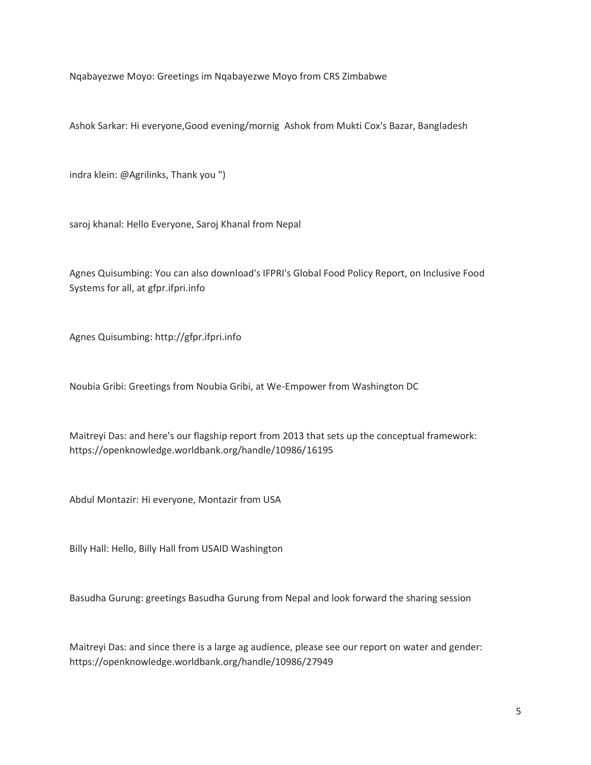Nqabayezwe Moyo: Greetings im Nqabayezwe Moyo from CRS Zimbabwe

Ashok Sarkar: Hi everyone,Good evening/mornig  Ashok from Mukti Cox's Bazar, Bangladesh

indra klein: @Agrilinks, Thank you ")

saroj khanal: Hello Everyone, Saroj Khanal from Nepal

Agnes Quisumbing: You can also download's IFPRI's Global Food Policy Report, on Inclusive Food Systems for all, at gfpr.ifpri.info

Agnes Quisumbing: http://gfpr.ifpri.info

Noubia Gribi: Greetings from Noubia Gribi, at We-Empower from Washington DC

Maitreyi Das: and here's our flagship report from 2013 that sets up the conceptual framework: https://openknowledge.worldbank.org/handle/10986/16195

Abdul Montazir: Hi everyone, Montazir from USA

Billy Hall: Hello, Billy Hall from USAID Washington

Basudha Gurung: greetings Basudha Gurung from Nepal and look forward the sharing session

Maitreyi Das: and since there is a large ag audience, please see our report on water and gender: https://openknowledge.worldbank.org/handle/10986/27949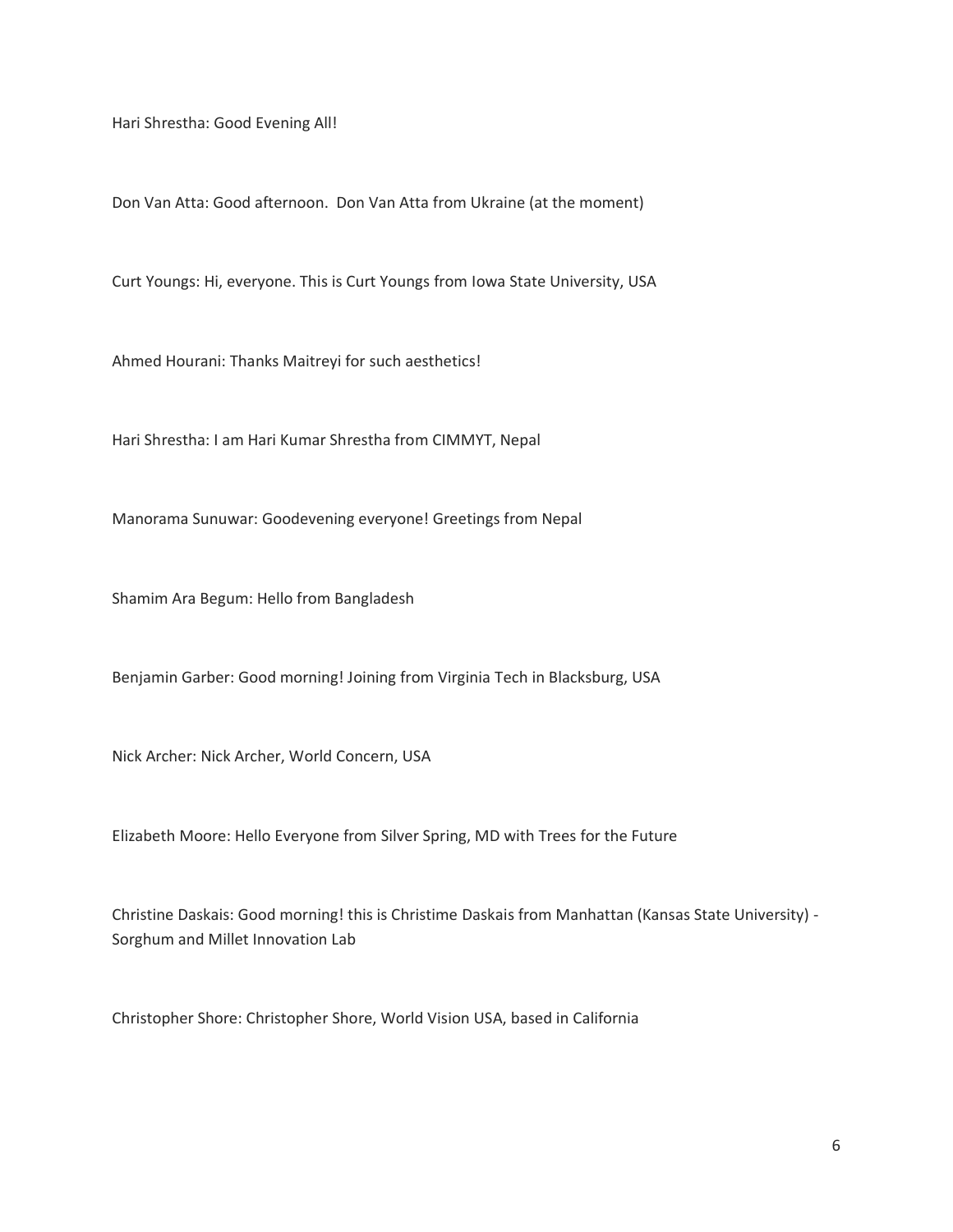Hari Shrestha: Good Evening All!

Don Van Atta: Good afternoon.  Don Van Atta from Ukraine (at the moment)

Curt Youngs: Hi, everyone. This is Curt Youngs from Iowa State University, USA

Ahmed Hourani: Thanks Maitreyi for such aesthetics!

Hari Shrestha: I am Hari Kumar Shrestha from CIMMYT, Nepal

Manorama Sunuwar: Goodevening everyone! Greetings from Nepal

Shamim Ara Begum: Hello from Bangladesh

Benjamin Garber: Good morning! Joining from Virginia Tech in Blacksburg, USA

Nick Archer: Nick Archer, World Concern, USA

Elizabeth Moore: Hello Everyone from Silver Spring, MD with Trees for the Future

Christine Daskais: Good morning! this is Christime Daskais from Manhattan (Kansas State University) - Sorghum and Millet Innovation Lab

Christopher Shore: Christopher Shore, World Vision USA, based in California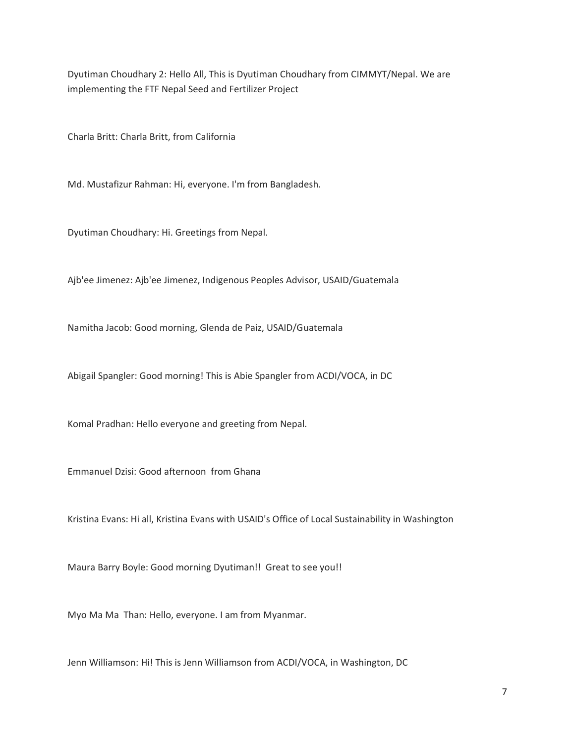Dyutiman Choudhary 2: Hello All, This is Dyutiman Choudhary from CIMMYT/Nepal. We are implementing the FTF Nepal Seed and Fertilizer Project

Charla Britt: Charla Britt, from California

Md. Mustafizur Rahman: Hi, everyone. I'm from Bangladesh.

Dyutiman Choudhary: Hi. Greetings from Nepal.

Ajb'ee Jimenez: Ajb'ee Jimenez, Indigenous Peoples Advisor, USAID/Guatemala

Namitha Jacob: Good morning, Glenda de Paiz, USAID/Guatemala

Abigail Spangler: Good morning! This is Abie Spangler from ACDI/VOCA, in DC

Komal Pradhan: Hello everyone and greeting from Nepal.

Emmanuel Dzisi: Good afternoon from Ghana

Kristina Evans: Hi all, Kristina Evans with USAID's Office of Local Sustainability in Washington

Maura Barry Boyle: Good morning Dyutiman!! Great to see you!!

Myo Ma Ma Than: Hello, everyone. I am from Myanmar.

Jenn Williamson: Hi! This is Jenn Williamson from ACDI/VOCA, in Washington, DC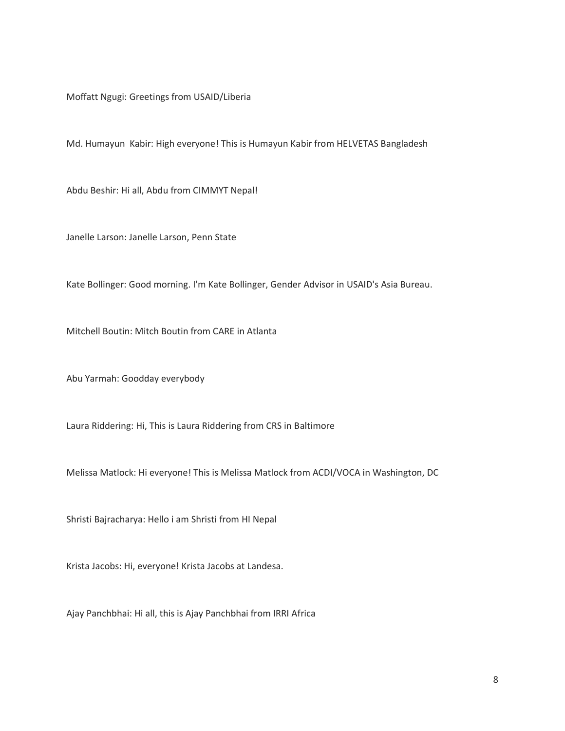Moffatt Ngugi: Greetings from USAID/Liberia

Md. Humayun  Kabir: High everyone! This is Humayun Kabir from HELVETAS Bangladesh

Abdu Beshir: Hi all, Abdu from CIMMYT Nepal!

Janelle Larson: Janelle Larson, Penn State

Kate Bollinger: Good morning. I'm Kate Bollinger, Gender Advisor in USAID's Asia Bureau.

Mitchell Boutin: Mitch Boutin from CARE in Atlanta

Abu Yarmah: Goodday everybody

Laura Riddering: Hi, This is Laura Riddering from CRS in Baltimore

Melissa Matlock: Hi everyone! This is Melissa Matlock from ACDI/VOCA in Washington, DC

Shristi Bajracharya: Hello i am Shristi from HI Nepal

Krista Jacobs: Hi, everyone! Krista Jacobs at Landesa.

Ajay Panchbhai: Hi all, this is Ajay Panchbhai from IRRI Africa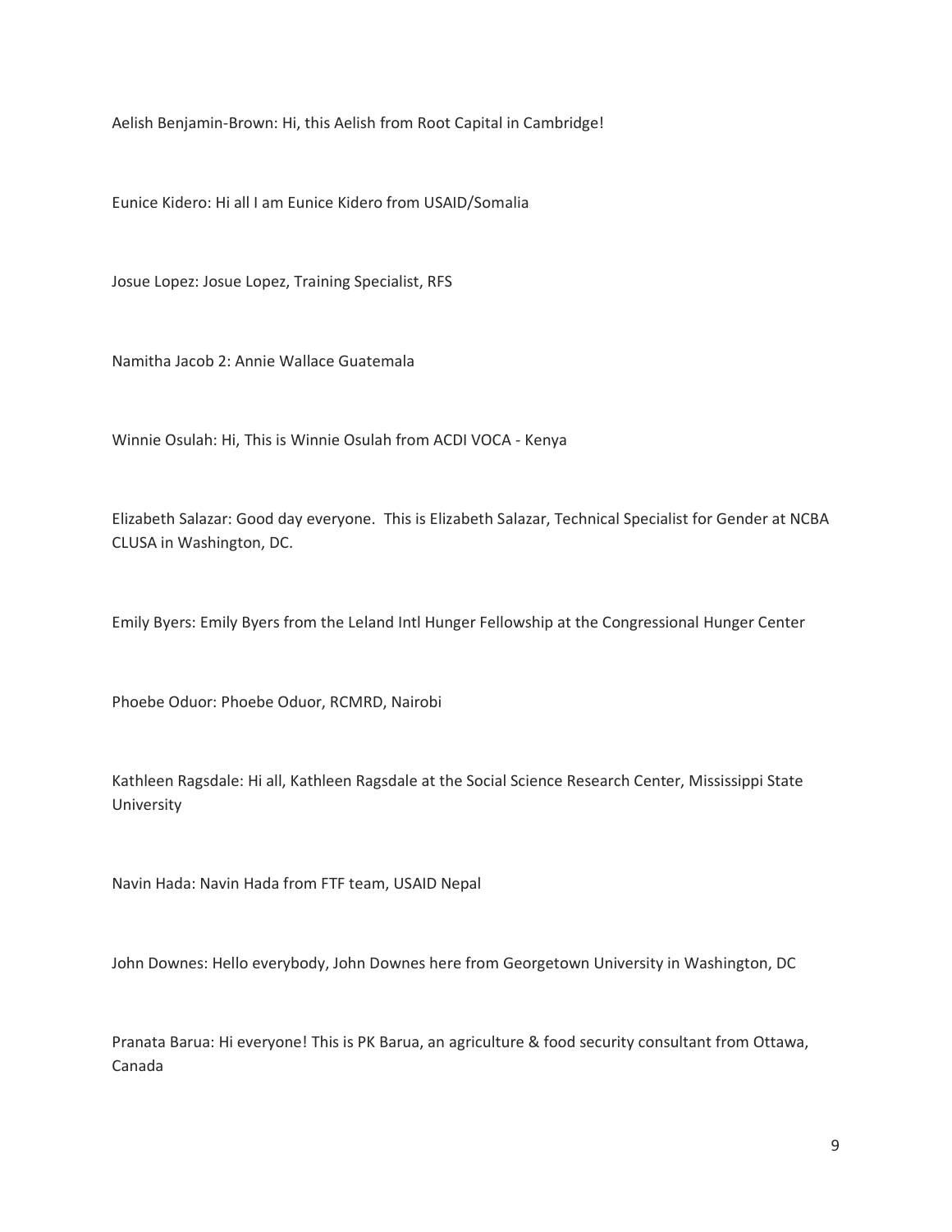Aelish Benjamin-Brown: Hi, this Aelish from Root Capital in Cambridge!

Eunice Kidero: Hi all I am Eunice Kidero from USAID/Somalia

Josue Lopez: Josue Lopez, Training Specialist, RFS

Namitha Jacob 2: Annie Wallace Guatemala

Winnie Osulah: Hi, This is Winnie Osulah from ACDI VOCA - Kenya

Elizabeth Salazar: Good day everyone. This is Elizabeth Salazar, Technical Specialist for Gender at NCBA CLUSA in Washington, DC.

Emily Byers: Emily Byers from the Leland Intl Hunger Fellowship at the Congressional Hunger Center

Phoebe Oduor: Phoebe Oduor, RCMRD, Nairobi

Kathleen Ragsdale: Hi all, Kathleen Ragsdale at the Social Science Research Center, Mississippi State University

Navin Hada: Navin Hada from FTF team, USAID Nepal

John Downes: Hello everybody, John Downes here from Georgetown University in Washington, DC

Pranata Barua: Hi everyone! This is PK Barua, an agriculture & food security consultant from Ottawa, Canada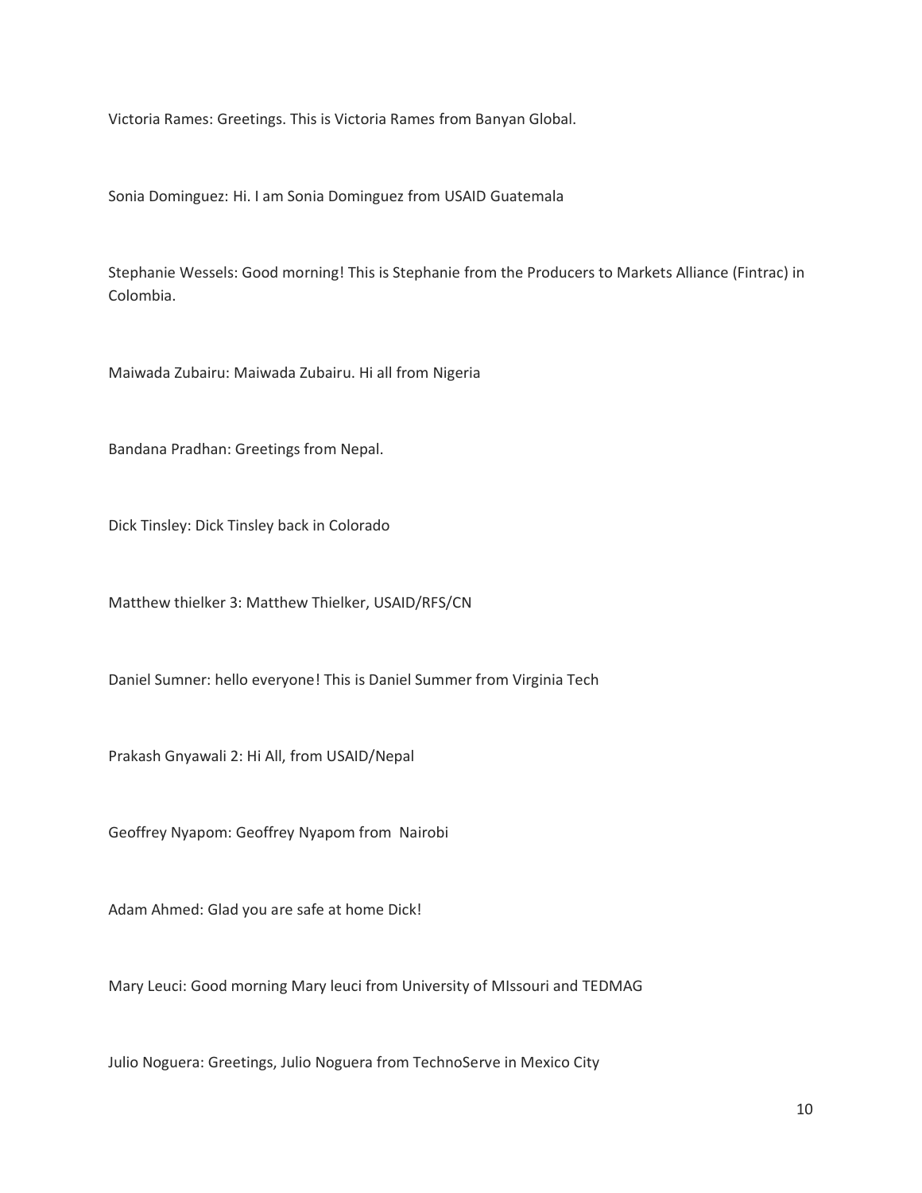Victoria Rames: Greetings. This is Victoria Rames from Banyan Global.

Sonia Dominguez: Hi. I am Sonia Dominguez from USAID Guatemala

Stephanie Wessels: Good morning! This is Stephanie from the Producers to Markets Alliance (Fintrac) in Colombia.

Maiwada Zubairu: Maiwada Zubairu. Hi all from Nigeria

Bandana Pradhan: Greetings from Nepal.

Dick Tinsley: Dick Tinsley back in Colorado

Matthew thielker 3: Matthew Thielker, USAID/RFS/CN

Daniel Sumner: hello everyone! This is Daniel Summer from Virginia Tech

Prakash Gnyawali 2: Hi All, from USAID/Nepal

Geoffrey Nyapom: Geoffrey Nyapom from Nairobi

Adam Ahmed: Glad you are safe at home Dick!

Mary Leuci: Good morning Mary leuci from University of MIssouri and TEDMAG

Julio Noguera: Greetings, Julio Noguera from TechnoServe in Mexico City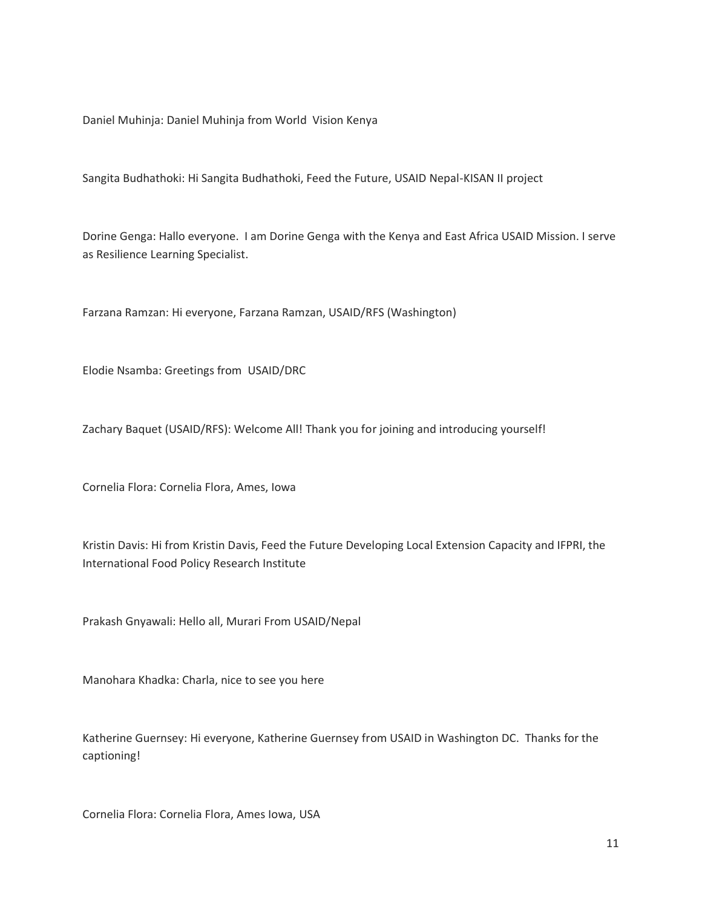Daniel Muhinja: Daniel Muhinja from World Vision Kenya

Sangita Budhathoki: Hi Sangita Budhathoki, Feed the Future, USAID Nepal-KISAN II project

Dorine Genga: Hallo everyone. I am Dorine Genga with the Kenya and East Africa USAID Mission. I serve as Resilience Learning Specialist.

Farzana Ramzan: Hi everyone, Farzana Ramzan, USAID/RFS (Washington)

Elodie Nsamba: Greetings from USAID/DRC

Zachary Baquet (USAID/RFS): Welcome All! Thank you for joining and introducing yourself!

Cornelia Flora: Cornelia Flora, Ames, Iowa

Kristin Davis: Hi from Kristin Davis, Feed the Future Developing Local Extension Capacity and IFPRI, the International Food Policy Research Institute

Prakash Gnyawali: Hello all, Murari From USAID/Nepal

Manohara Khadka: Charla, nice to see you here

Katherine Guernsey: Hi everyone, Katherine Guernsey from USAID in Washington DC. Thanks for the captioning!

Cornelia Flora: Cornelia Flora, Ames Iowa, USA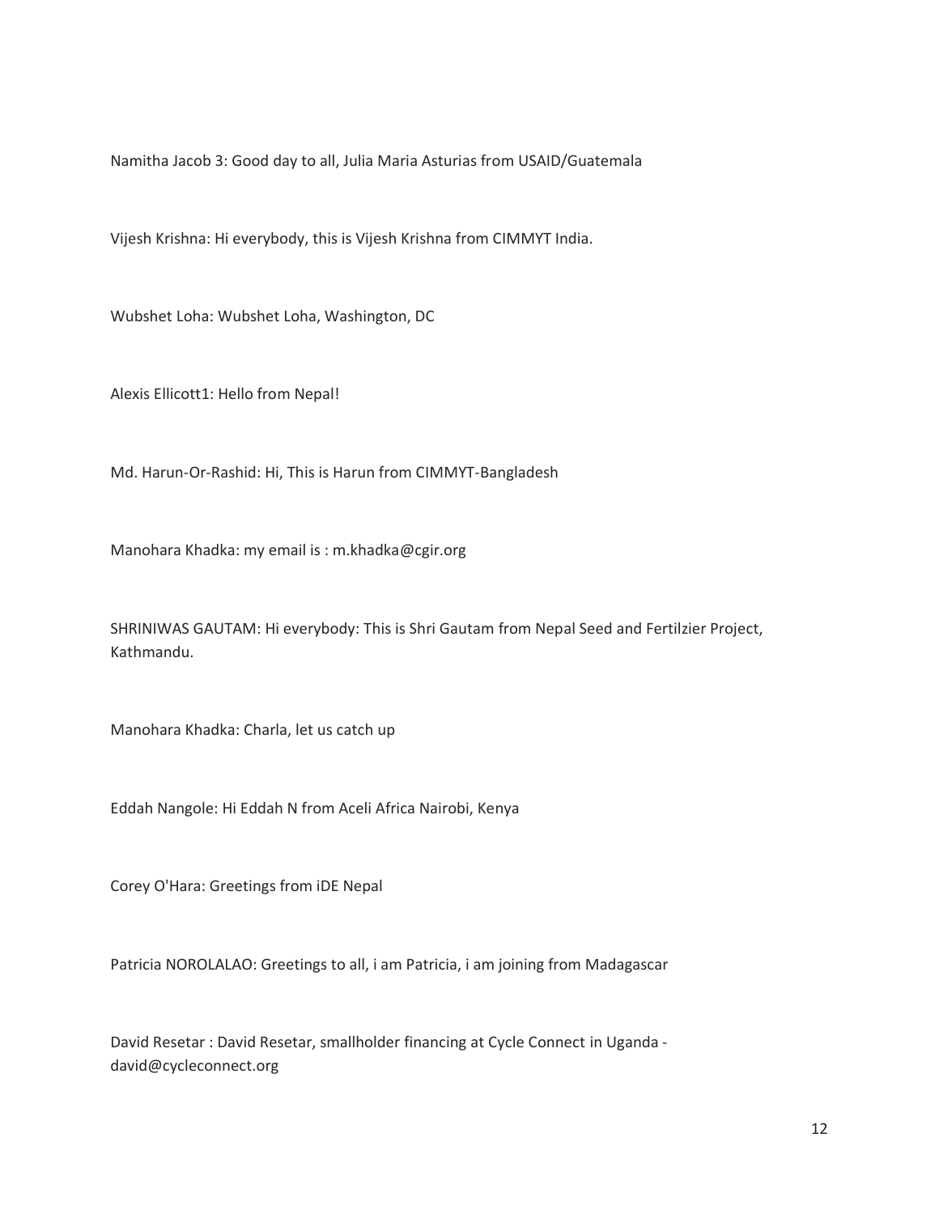Namitha Jacob 3: Good day to all, Julia Maria Asturias from USAID/Guatemala

Vijesh Krishna: Hi everybody, this is Vijesh Krishna from CIMMYT India.

Wubshet Loha: Wubshet Loha, Washington, DC

Alexis Ellicott1: Hello from Nepal!

Md. Harun-Or-Rashid: Hi, This is Harun from CIMMYT-Bangladesh

Manohara Khadka: my email is : m.khadka@cgir.org

SHRINIWAS GAUTAM: Hi everybody: This is Shri Gautam from Nepal Seed and Fertilzier Project, Kathmandu.

Manohara Khadka: Charla, let us catch up

Eddah Nangole: Hi Eddah N from Aceli Africa Nairobi, Kenya

Corey O'Hara: Greetings from iDE Nepal

Patricia NOROLALAO: Greetings to all, i am Patricia, i am joining from Madagascar

David Resetar : David Resetar, smallholder financing at Cycle Connect in Uganda - david@cycleconnect.org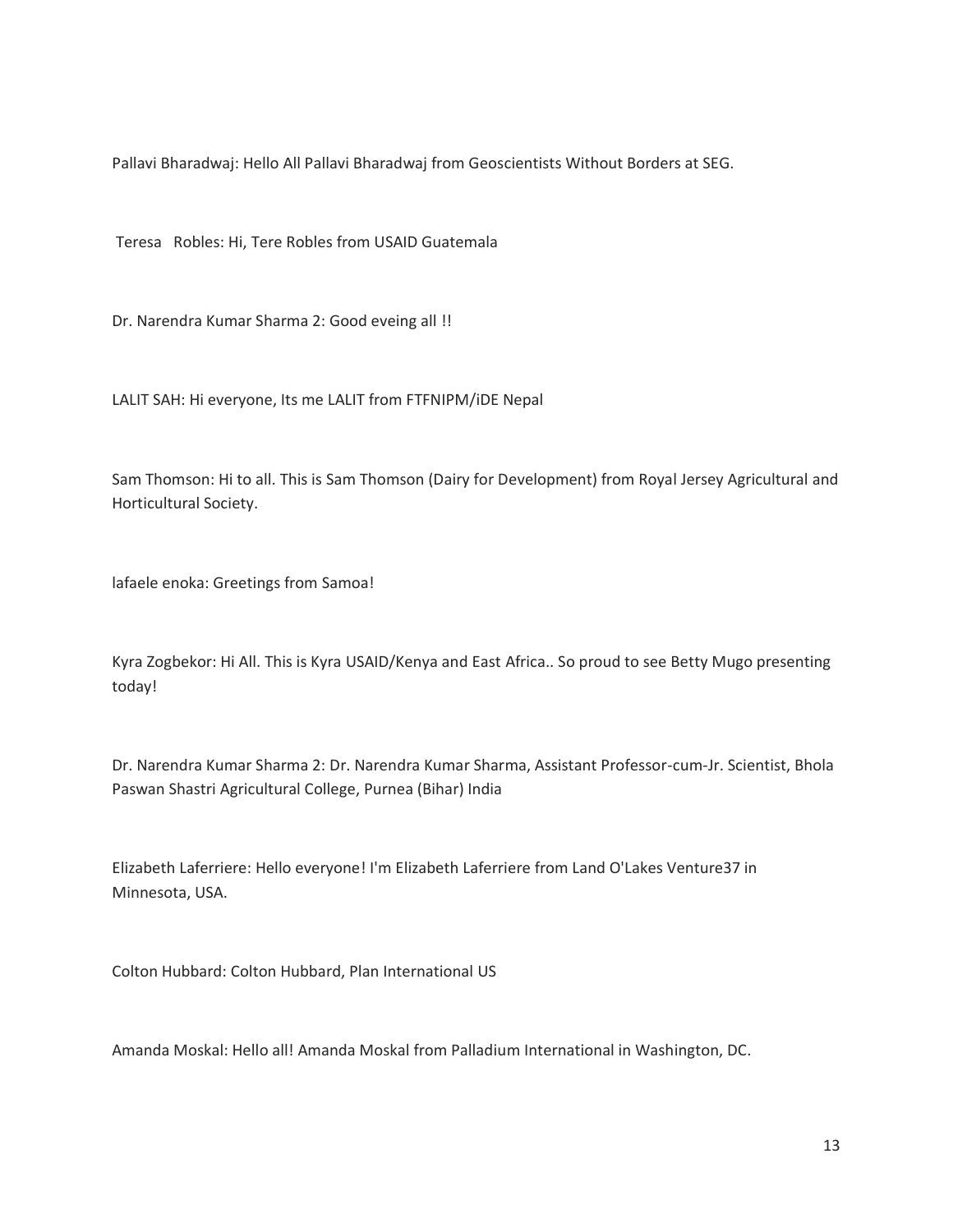Pallavi Bharadwaj: Hello All Pallavi Bharadwaj from Geoscientists Without Borders at SEG.

Teresa Robles: Hi, Tere Robles from USAID Guatemala

Dr. Narendra Kumar Sharma 2: Good eveing all !!

LALIT SAH: Hi everyone, Its me LALIT from FTFNIPM/iDE Nepal

Sam Thomson: Hi to all. This is Sam Thomson (Dairy for Development) from Royal Jersey Agricultural and Horticultural Society.

lafaele enoka: Greetings from Samoa!

Kyra Zogbekor: Hi All. This is Kyra USAID/Kenya and East Africa.. So proud to see Betty Mugo presenting today!

Dr. Narendra Kumar Sharma 2: Dr. Narendra Kumar Sharma, Assistant Professor-cum-Jr. Scientist, Bhola Paswan Shastri Agricultural College, Purnea (Bihar) India

Elizabeth Laferriere: Hello everyone! I'm Elizabeth Laferriere from Land O'Lakes Venture37 in Minnesota, USA.

Colton Hubbard: Colton Hubbard, Plan International US

Amanda Moskal: Hello all! Amanda Moskal from Palladium International in Washington, DC.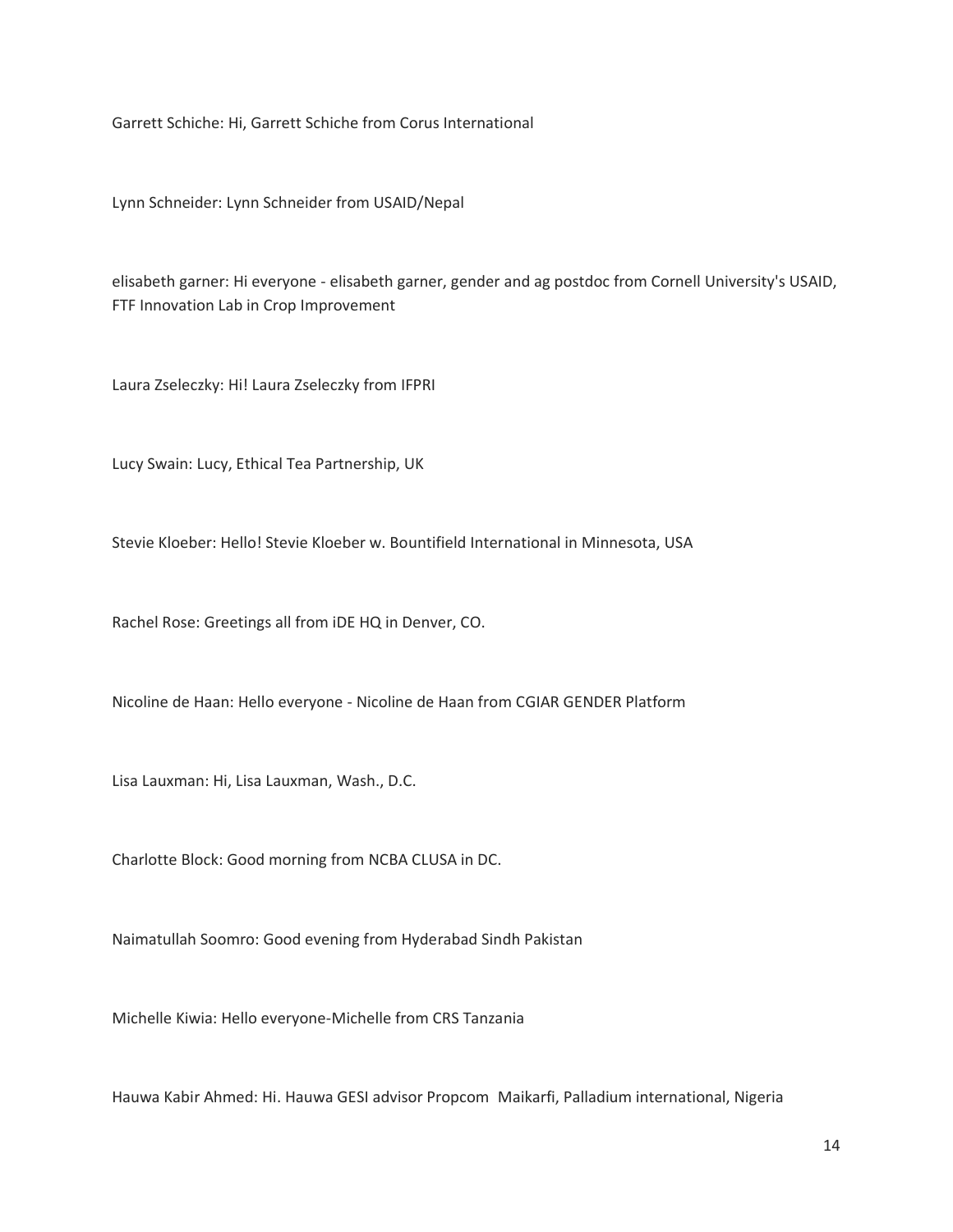Garrett Schiche: Hi, Garrett Schiche from Corus International

Lynn Schneider: Lynn Schneider from USAID/Nepal

elisabeth garner: Hi everyone - elisabeth garner, gender and ag postdoc from Cornell University's USAID, FTF Innovation Lab in Crop Improvement

Laura Zseleczky: Hi! Laura Zseleczky from IFPRI

Lucy Swain: Lucy, Ethical Tea Partnership, UK

Stevie Kloeber: Hello! Stevie Kloeber w. Bountifield International in Minnesota, USA

Rachel Rose: Greetings all from iDE HQ in Denver, CO.

Nicoline de Haan: Hello everyone - Nicoline de Haan from CGIAR GENDER Platform

Lisa Lauxman: Hi, Lisa Lauxman, Wash., D.C.

Charlotte Block: Good morning from NCBA CLUSA in DC.

Naimatullah Soomro: Good evening from Hyderabad Sindh Pakistan

Michelle Kiwia: Hello everyone-Michelle from CRS Tanzania

Hauwa Kabir Ahmed: Hi. Hauwa GESI advisor Propcom Maikarfi, Palladium international, Nigeria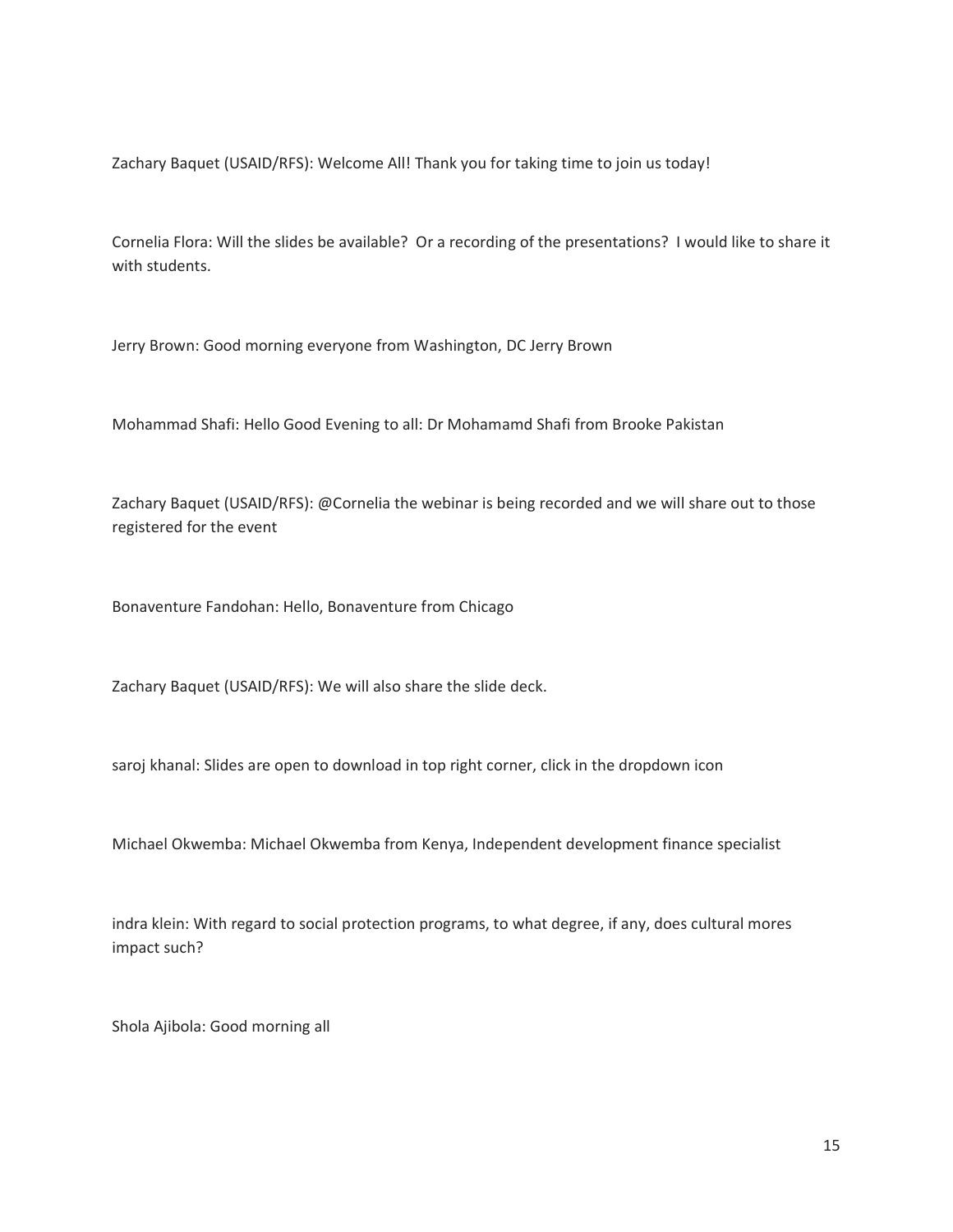Zachary Baquet (USAID/RFS): Welcome All! Thank you for taking time to join us today!

Cornelia Flora: Will the slides be available? Or a recording of the presentations? I would like to share it with students.

Jerry Brown: Good morning everyone from Washington, DC Jerry Brown

Mohammad Shafi: Hello Good Evening to all: Dr Mohamamd Shafi from Brooke Pakistan

Zachary Baquet (USAID/RFS): @Cornelia the webinar is being recorded and we will share out to those registered for the event

Bonaventure Fandohan: Hello, Bonaventure from Chicago

Zachary Baquet (USAID/RFS): We will also share the slide deck.

saroj khanal: Slides are open to download in top right corner, click in the dropdown icon

Michael Okwemba: Michael Okwemba from Kenya, Independent development finance specialist

indra klein: With regard to social protection programs, to what degree, if any, does cultural mores impact such?

Shola Ajibola: Good morning all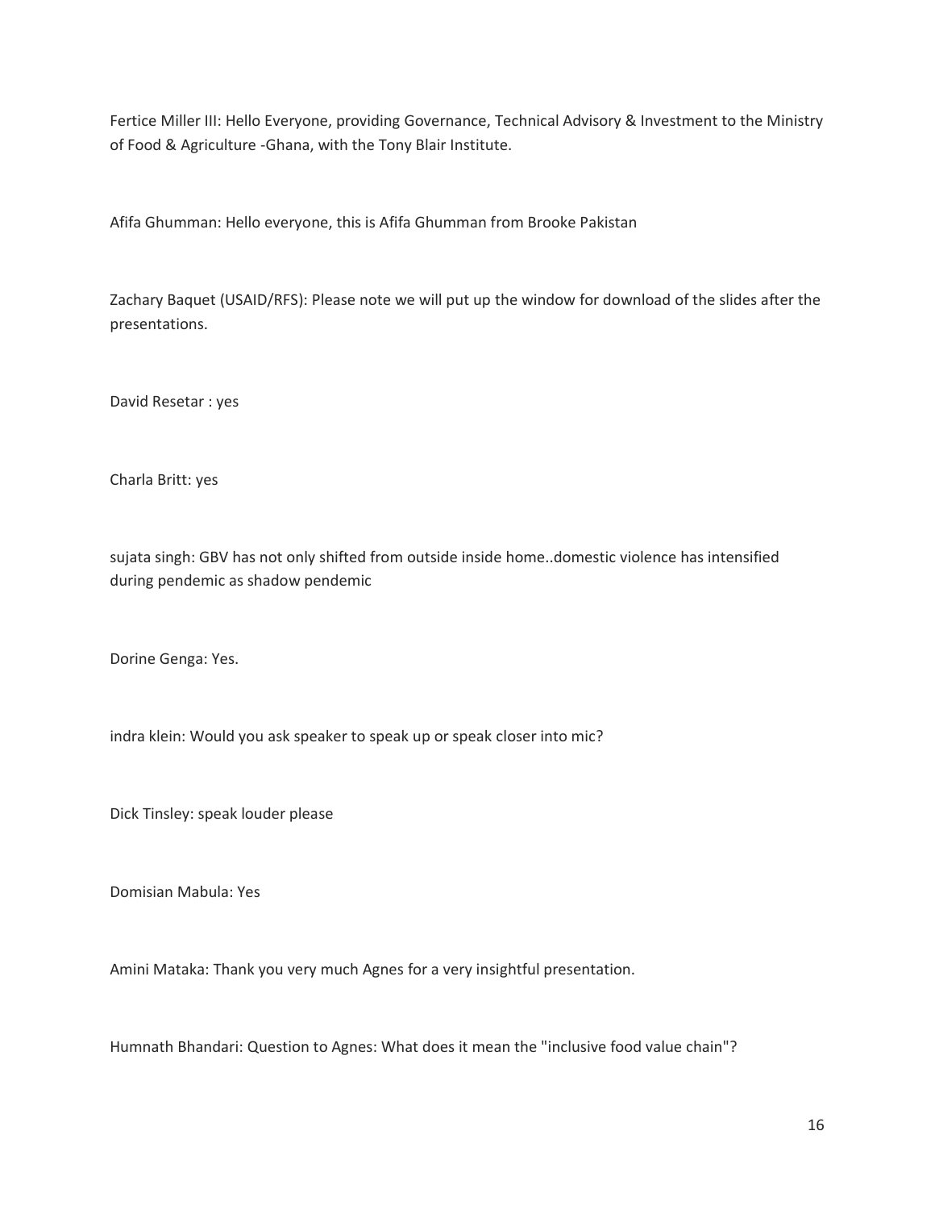Fertice Miller III: Hello Everyone, providing Governance, Technical Advisory & Investment to the Ministry of Food & Agriculture -Ghana, with the Tony Blair Institute.

Afifa Ghumman: Hello everyone, this is Afifa Ghumman from Brooke Pakistan

Zachary Baquet (USAID/RFS): Please note we will put up the window for download of the slides after the presentations.

David Resetar : yes

Charla Britt: yes

sujata singh: GBV has not only shifted from outside inside home..domestic violence has intensified during pendemic as shadow pendemic

Dorine Genga: Yes.

indra klein: Would you ask speaker to speak up or speak closer into mic?

Dick Tinsley: speak louder please

Domisian Mabula: Yes

Amini Mataka: Thank you very much Agnes for a very insightful presentation.

Humnath Bhandari: Question to Agnes: What does it mean the "inclusive food value chain"?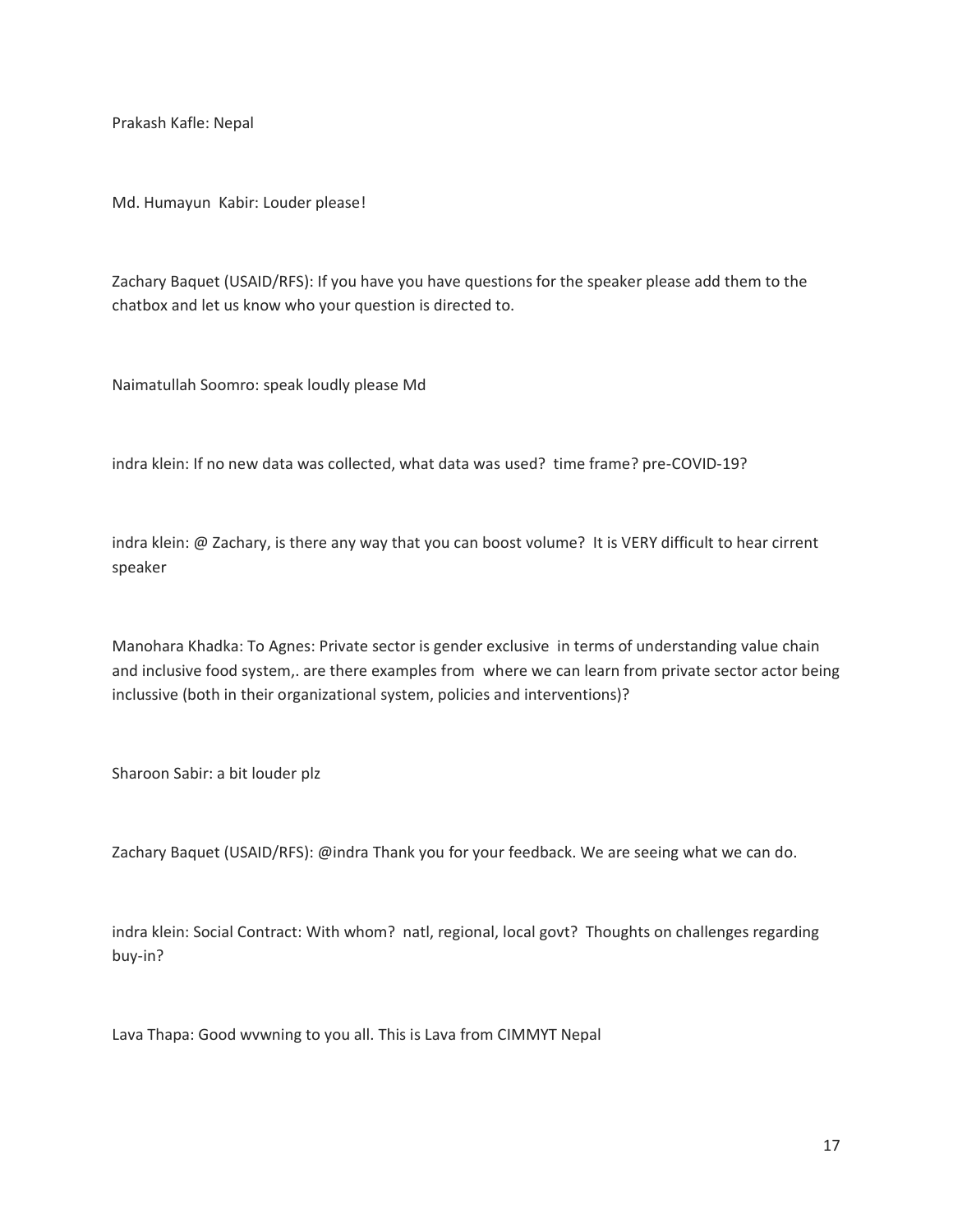Prakash Kafle: Nepal

Md. Humayun Kabir: Louder please!

Zachary Baquet (USAID/RFS): If you have you have questions for the speaker please add them to the chatbox and let us know who your question is directed to.

Naimatullah Soomro: speak loudly please Md

indra klein: If no new data was collected, what data was used? time frame? pre-COVID-19?

indra klein: @ Zachary, is there any way that you can boost volume? It is VERY difficult to hear cirrent speaker

Manohara Khadka: To Agnes: Private sector is gender exclusive in terms of understanding value chain and inclusive food system,. are there examples from where we can learn from private sector actor being inclussive (both in their organizational system, policies and interventions)?

Sharoon Sabir: a bit louder plz

Zachary Baquet (USAID/RFS): @indra Thank you for your feedback. We are seeing what we can do.

indra klein: Social Contract: With whom? natl, regional, local govt? Thoughts on challenges regarding buy-in?

Lava Thapa: Good wvwning to you all. This is Lava from CIMMYT Nepal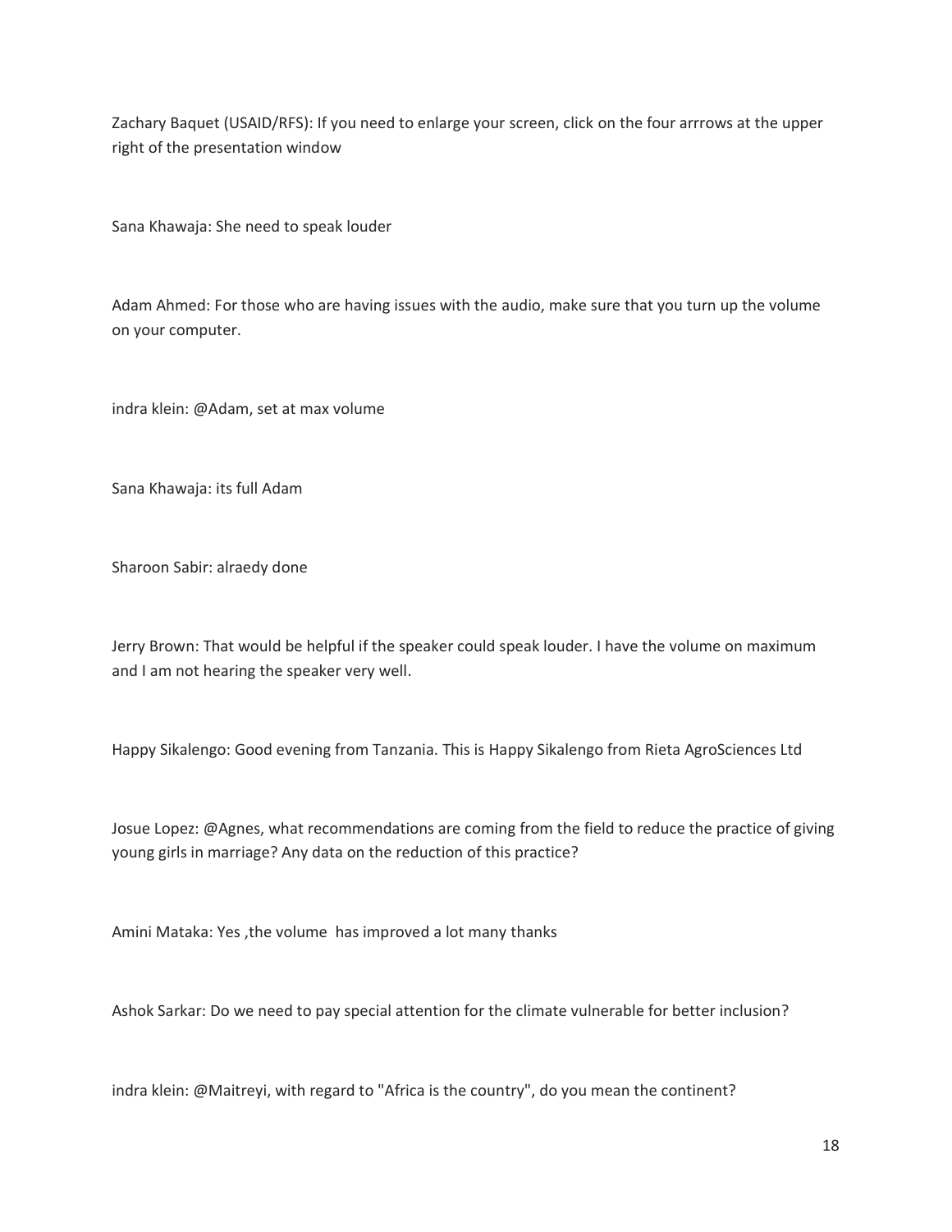Zachary Baquet (USAID/RFS): If you need to enlarge your screen, click on the four arrrows at the upper right of the presentation window

Sana Khawaja: She need to speak louder

Adam Ahmed: For those who are having issues with the audio, make sure that you turn up the volume on your computer.

indra klein: @Adam, set at max volume

Sana Khawaja: its full Adam

Sharoon Sabir: alraedy done

Jerry Brown: That would be helpful if the speaker could speak louder. I have the volume on maximum and I am not hearing the speaker very well.

Happy Sikalengo: Good evening from Tanzania. This is Happy Sikalengo from Rieta AgroSciences Ltd

Josue Lopez: @Agnes, what recommendations are coming from the field to reduce the practice of giving young girls in marriage? Any data on the reduction of this practice?

Amini Mataka: Yes ,the volume  has improved a lot many thanks

Ashok Sarkar: Do we need to pay special attention for the climate vulnerable for better inclusion?

indra klein: @Maitreyi, with regard to "Africa is the country", do you mean the continent?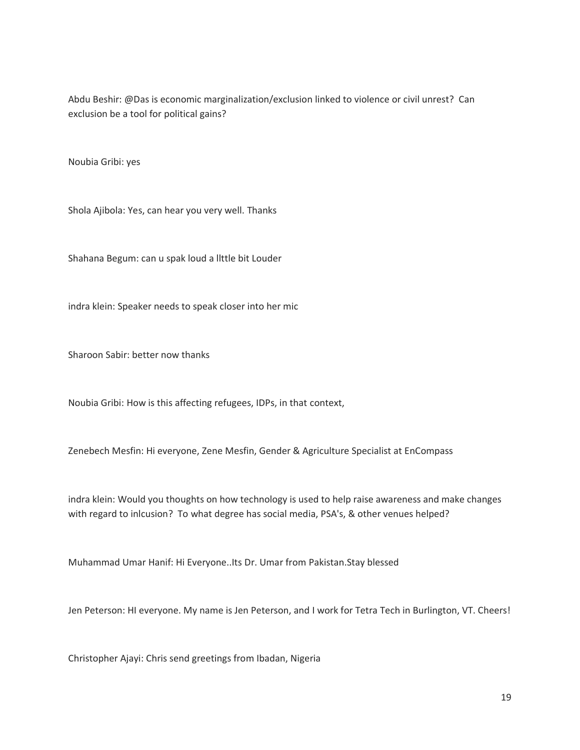Abdu Beshir: @Das is economic marginalization/exclusion linked to violence or civil unrest? Can exclusion be a tool for political gains?

Noubia Gribi: yes

Shola Ajibola: Yes, can hear you very well. Thanks

Shahana Begum: can u spak loud a llttle bit Louder

indra klein: Speaker needs to speak closer into her mic

Sharoon Sabir: better now thanks

Noubia Gribi: How is this affecting refugees, IDPs, in that context,

Zenebech Mesfin: Hi everyone, Zene Mesfin, Gender & Agriculture Specialist at EnCompass

indra klein: Would you thoughts on how technology is used to help raise awareness and make changes with regard to inlcusion? To what degree has social media, PSA's, & other venues helped?

Muhammad Umar Hanif: Hi Everyone..Its Dr. Umar from Pakistan.Stay blessed

Jen Peterson: HI everyone. My name is Jen Peterson, and I work for Tetra Tech in Burlington, VT. Cheers!

Christopher Ajayi: Chris send greetings from Ibadan, Nigeria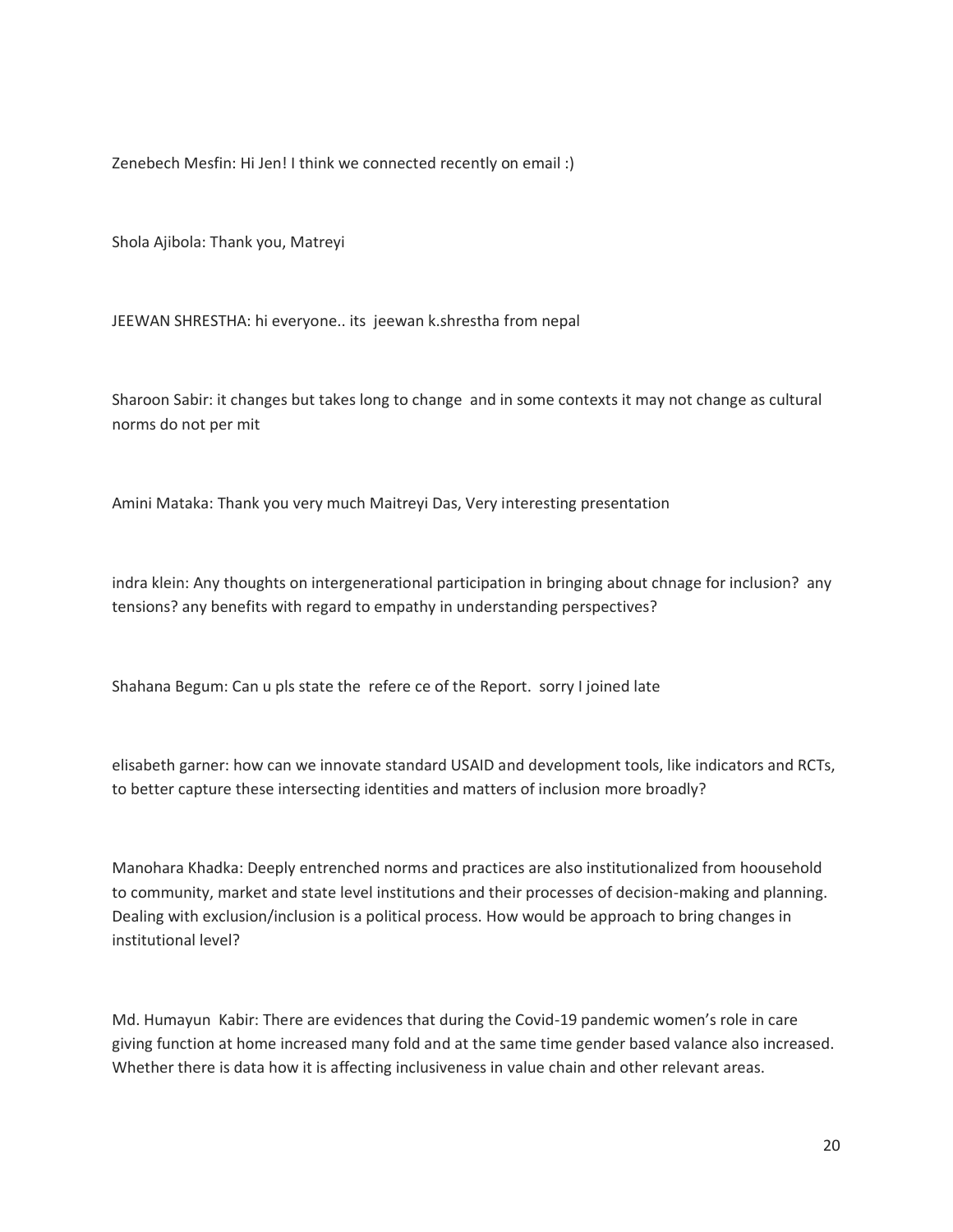Zenebech Mesfin: Hi Jen! I think we connected recently on email :)

Shola Ajibola: Thank you, Matreyi

JEEWAN SHRESTHA: hi everyone.. its  jeewan k.shrestha from nepal

Sharoon Sabir: it changes but takes long to change  and in some contexts it may not change as cultural norms do not per mit

Amini Mataka: Thank you very much Maitreyi Das, Very interesting presentation

indra klein: Any thoughts on intergenerational participation in bringing about chnage for inclusion?  any tensions? any benefits with regard to empathy in understanding perspectives?

Shahana Begum: Can u pls state the  refere ce of the Report.  sorry I joined late

elisabeth garner: how can we innovate standard USAID and development tools, like indicators and RCTs, to better capture these intersecting identities and matters of inclusion more broadly?

Manohara Khadka: Deeply entrenched norms and practices are also institutionalized from hoousehold to community, market and state level institutions and their processes of decision-making and planning. Dealing with exclusion/inclusion is a political process. How would be approach to bring changes in institutional level?

Md. Humayun  Kabir: There are evidences that during the Covid-19 pandemic women's role in care giving function at home increased many fold and at the same time gender based valance also increased. Whether there is data how it is affecting inclusiveness in value chain and other relevant areas.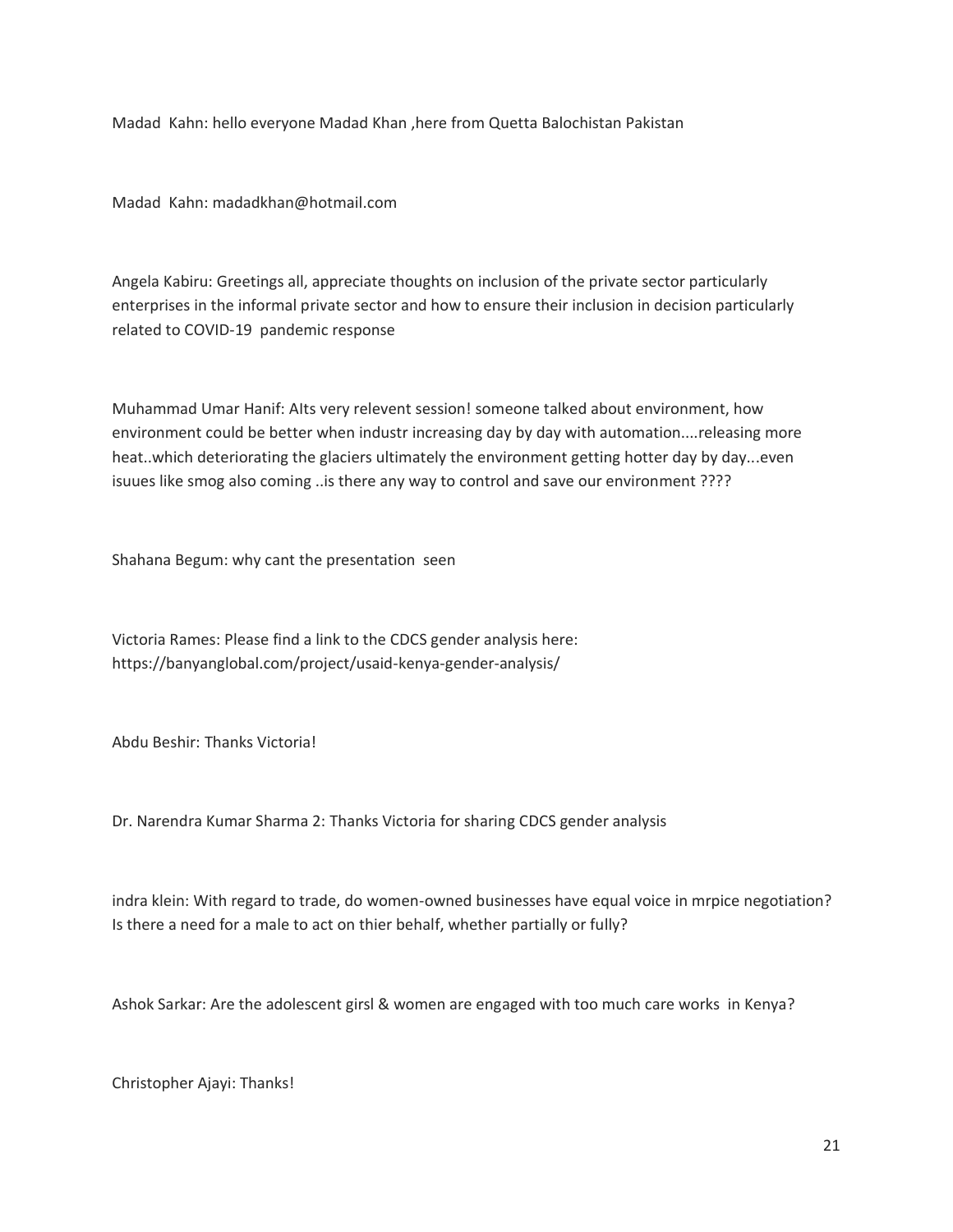Madad  Kahn: hello everyone Madad Khan ,here from Quetta Balochistan Pakistan

Madad  Kahn: madadkhan@hotmail.com

Angela Kabiru: Greetings all, appreciate thoughts on inclusion of the private sector particularly enterprises in the informal private sector and how to ensure their inclusion in decision particularly related to COVID-19  pandemic response

Muhammad Umar Hanif: AIts very relevent session! someone talked about environment, how environment could be better when industr increasing day by day with automation....releasing more heat..which deteriorating the glaciers ultimately the environment getting hotter day by day...even isuues like smog also coming ..is there any way to control and save our environment ????

Shahana Begum: why cant the presentation  seen

Victoria Rames: Please find a link to the CDCS gender analysis here: https://banyanglobal.com/project/usaid-kenya-gender-analysis/

Abdu Beshir: Thanks Victoria!

Dr. Narendra Kumar Sharma 2: Thanks Victoria for sharing CDCS gender analysis

indra klein: With regard to trade, do women-owned businesses have equal voice in mrpice negotiation? Is there a need for a male to act on thier behalf, whether partially or fully?

Ashok Sarkar: Are the adolescent girsl & women are engaged with too much care works  in Kenya?

Christopher Ajayi: Thanks!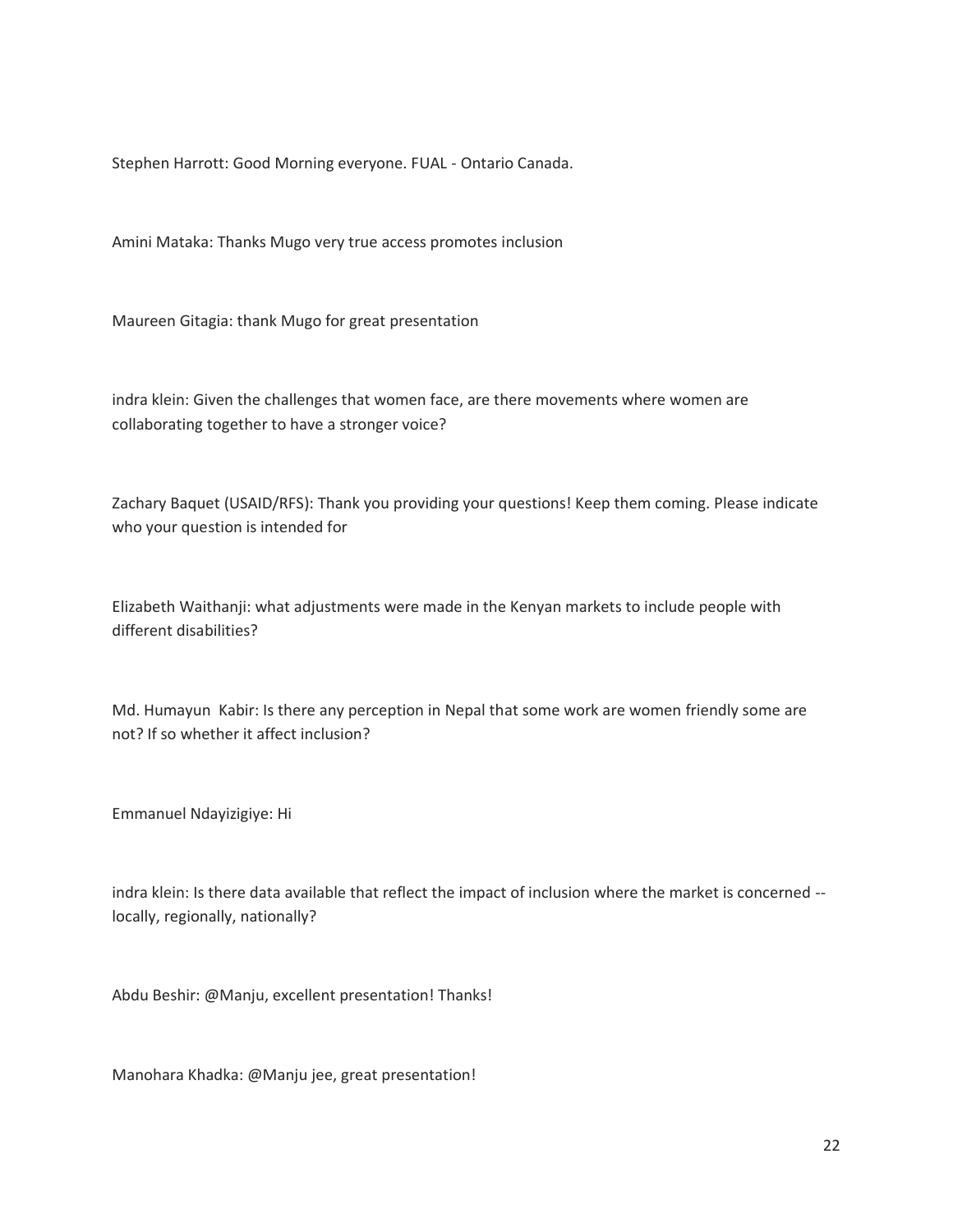Stephen Harrott: Good Morning everyone. FUAL - Ontario Canada.

Amini Mataka: Thanks Mugo very true access promotes inclusion

Maureen Gitagia: thank Mugo for great presentation

indra klein: Given the challenges that women face, are there movements where women are collaborating together to have a stronger voice?

Zachary Baquet (USAID/RFS): Thank you providing your questions! Keep them coming. Please indicate who your question is intended for

Elizabeth Waithanji: what adjustments were made in the Kenyan markets to include people with different disabilities?

Md. Humayun Kabir: Is there any perception in Nepal that some work are women friendly some are not? If so whether it affect inclusion?

Emmanuel Ndayizigiye: Hi

indra klein: Is there data available that reflect the impact of inclusion where the market is concerned -- locally, regionally, nationally?

Abdu Beshir: @Manju, excellent presentation! Thanks!

Manohara Khadka: @Manju jee, great presentation!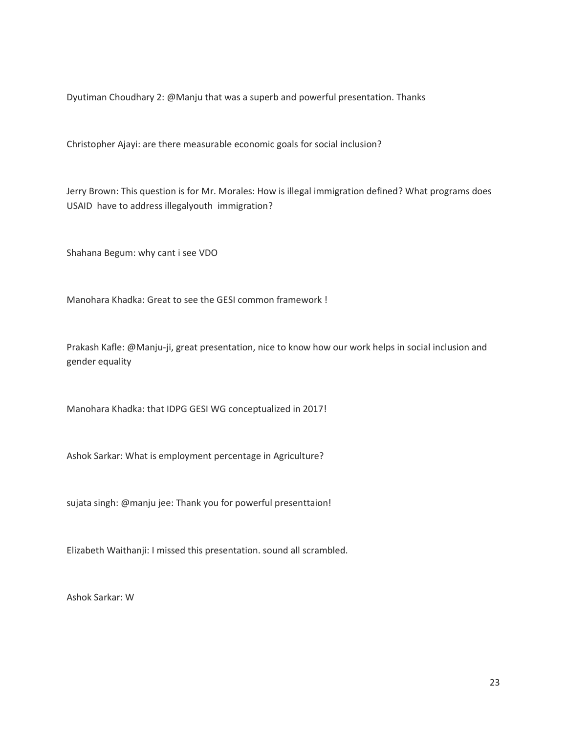Dyutiman Choudhary 2: @Manju that was a superb and powerful presentation. Thanks

Christopher Ajayi: are there measurable economic goals for social inclusion?

Jerry Brown: This question is for Mr. Morales: How is illegal immigration defined? What programs does USAID have to address illegalyouth immigration?

Shahana Begum: why cant i see VDO

Manohara Khadka: Great to see the GESI common framework !

Prakash Kafle: @Manju-ji, great presentation, nice to know how our work helps in social inclusion and gender equality

Manohara Khadka: that IDPG GESI WG conceptualized in 2017!

Ashok Sarkar: What is employment percentage in Agriculture?

sujata singh: @manju jee: Thank you for powerful presenttaion!

Elizabeth Waithanji: I missed this presentation. sound all scrambled.

Ashok Sarkar: W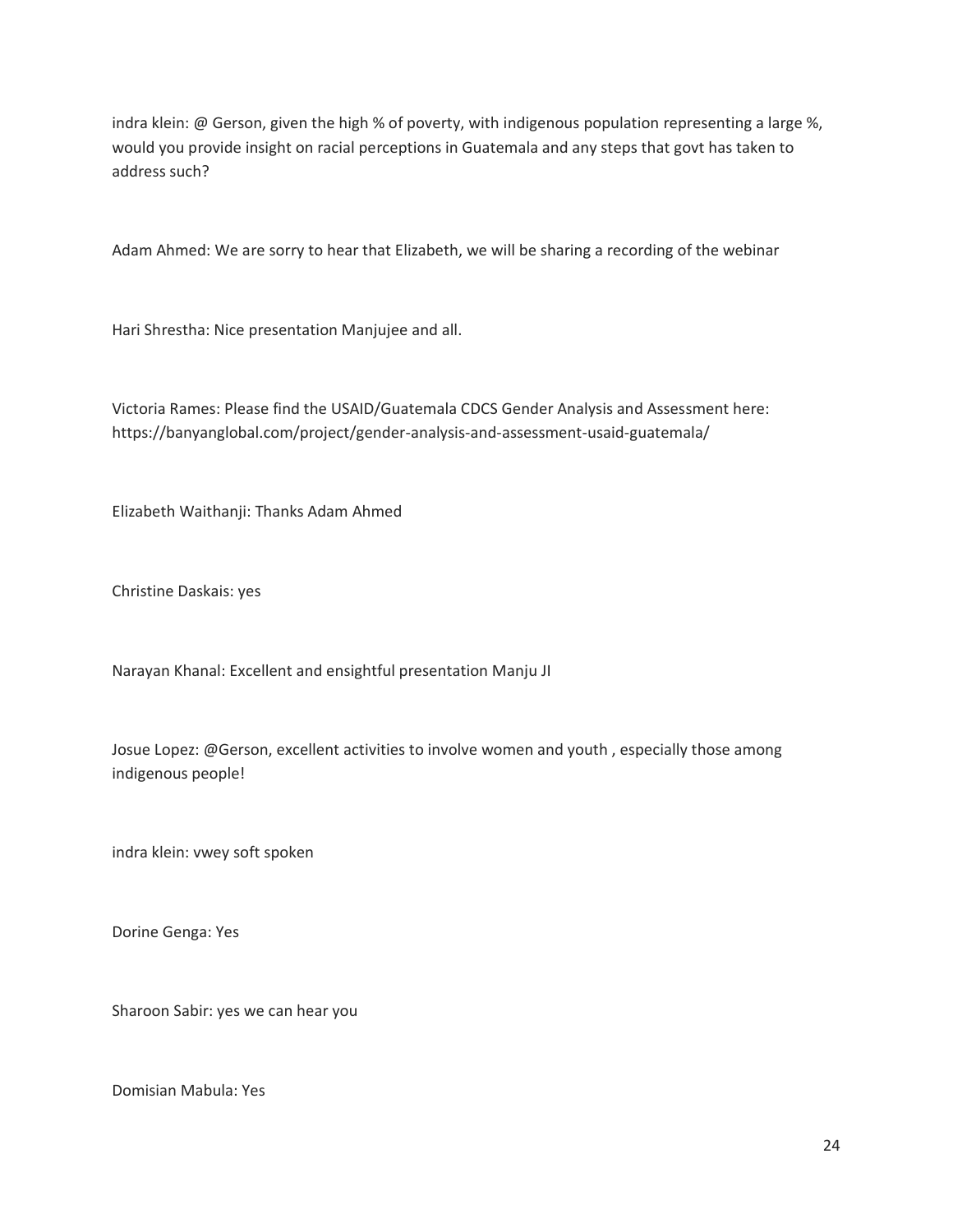indra klein: @ Gerson, given the high % of poverty, with indigenous population representing a large %, would you provide insight on racial perceptions in Guatemala and any steps that govt has taken to address such?

Adam Ahmed: We are sorry to hear that Elizabeth, we will be sharing a recording of the webinar

Hari Shrestha: Nice presentation Manjujee and all.

Victoria Rames: Please find the USAID/Guatemala CDCS Gender Analysis and Assessment here: https://banyanglobal.com/project/gender-analysis-and-assessment-usaid-guatemala/

Elizabeth Waithanji: Thanks Adam Ahmed

Christine Daskais: yes

Narayan Khanal: Excellent and ensightful presentation Manju JI

Josue Lopez: @Gerson, excellent activities to involve women and youth , especially those among indigenous people!

indra klein: vwey soft spoken

Dorine Genga: Yes

Sharoon Sabir: yes we can hear you

Domisian Mabula: Yes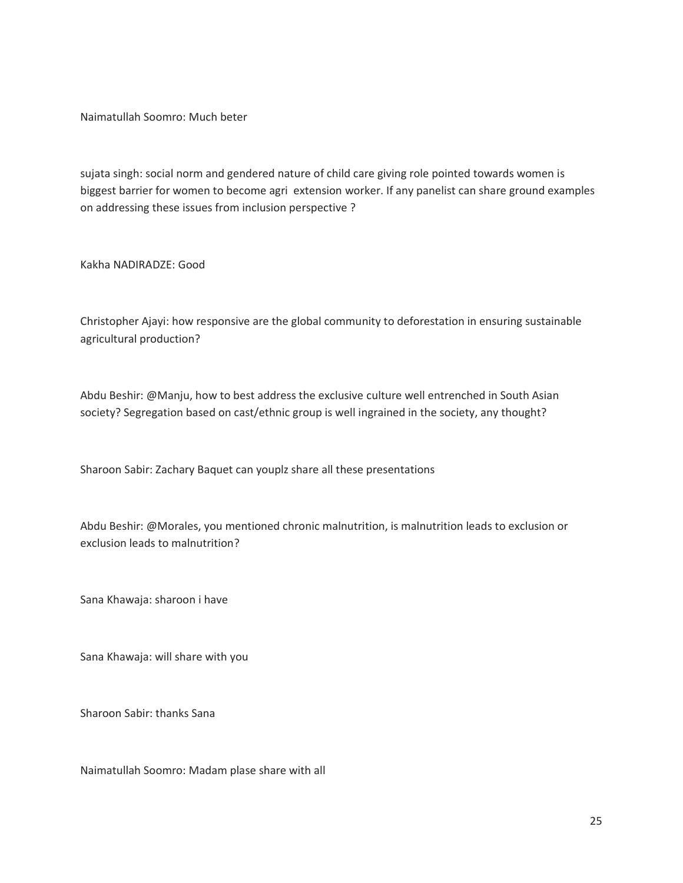Naimatullah Soomro: Much beter

sujata singh: social norm and gendered nature of child care giving role pointed towards women is biggest barrier for women to become agri  extension worker. If any panelist can share ground examples on addressing these issues from inclusion perspective ?

Kakha NADIRADZE: Good

Christopher Ajayi: how responsive are the global community to deforestation in ensuring sustainable agricultural production?

Abdu Beshir: @Manju, how to best address the exclusive culture well entrenched in South Asian society? Segregation based on cast/ethnic group is well ingrained in the society, any thought?

Sharoon Sabir: Zachary Baquet can youplz share all these presentations

Abdu Beshir: @Morales, you mentioned chronic malnutrition, is malnutrition leads to exclusion or exclusion leads to malnutrition?

Sana Khawaja: sharoon i have

Sana Khawaja: will share with you

Sharoon Sabir: thanks Sana

Naimatullah Soomro: Madam plase share with all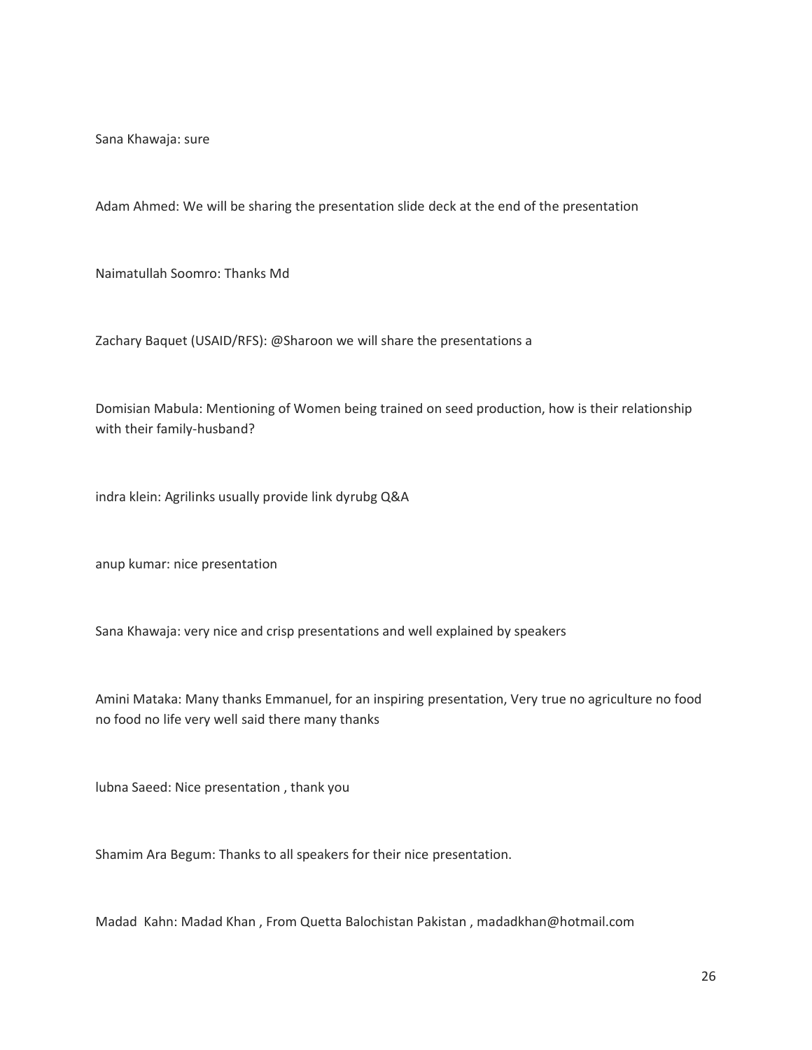Sana Khawaja: sure

Adam Ahmed: We will be sharing the presentation slide deck at the end of the presentation

Naimatullah Soomro: Thanks Md

Zachary Baquet (USAID/RFS): @Sharoon we will share the presentations a

Domisian Mabula: Mentioning of Women being trained on seed production, how is their relationship with their family-husband?

indra klein: Agrilinks usually provide link dyrubg Q&A

anup kumar: nice presentation

Sana Khawaja: very nice and crisp presentations and well explained by speakers

Amini Mataka: Many thanks Emmanuel, for an inspiring presentation, Very true no agriculture no food no food no life very well said there many thanks

lubna Saeed: Nice presentation , thank you

Shamim Ara Begum: Thanks to all speakers for their nice presentation.

Madad Kahn: Madad Khan , From Quetta Balochistan Pakistan , madadkhan@hotmail.com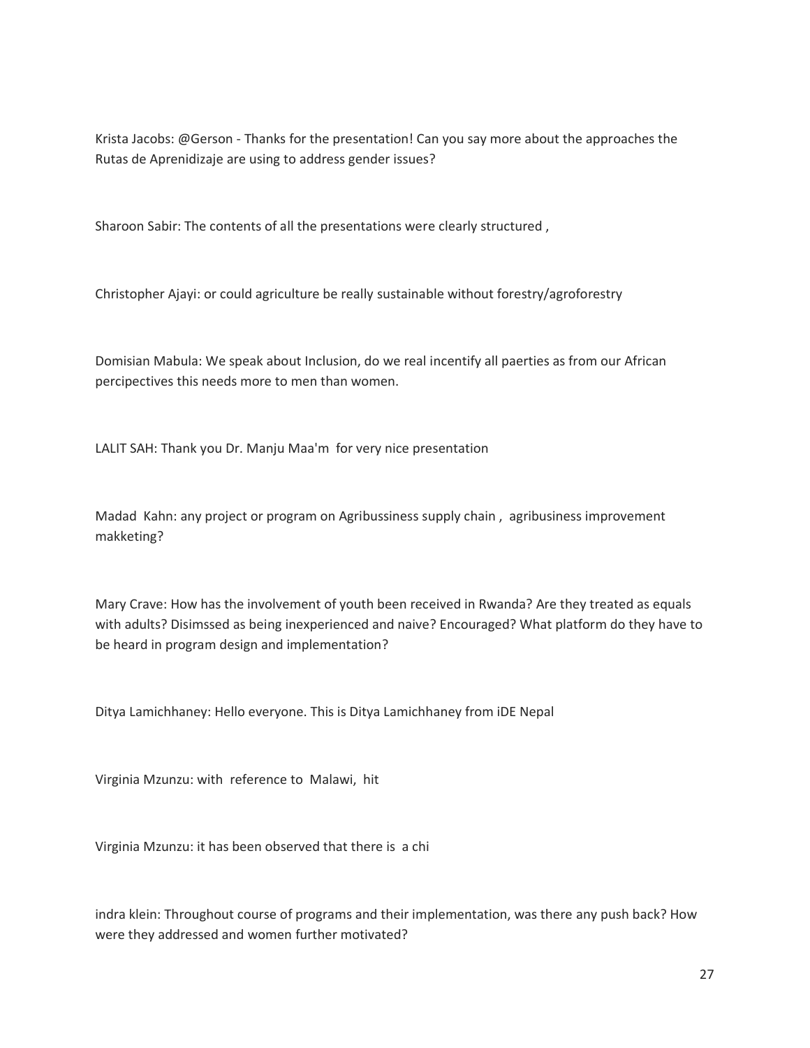Krista Jacobs: @Gerson - Thanks for the presentation! Can you say more about the approaches the Rutas de Aprenidizaje are using to address gender issues?

Sharoon Sabir: The contents of all the presentations were clearly structured ,

Christopher Ajayi: or could agriculture be really sustainable without forestry/agroforestry

Domisian Mabula: We speak about Inclusion, do we real incentify all paerties as from our African percipectives this needs more to men than women.

LALIT SAH: Thank you Dr. Manju Maa'm  for very nice presentation

Madad  Kahn: any project or program on Agribussiness supply chain ,  agribusiness improvement makketing?

Mary Crave: How has the involvement of youth been received in Rwanda? Are they treated as equals with adults? Disimssed as being inexperienced and naive? Encouraged? What platform do they have to be heard in program design and implementation?

Ditya Lamichhaney: Hello everyone. This is Ditya Lamichhaney from iDE Nepal

Virginia Mzunzu: with  reference to  Malawi,  hit

Virginia Mzunzu: it has been observed that there is  a chi

indra klein: Throughout course of programs and their implementation, was there any push back? How were they addressed and women further motivated?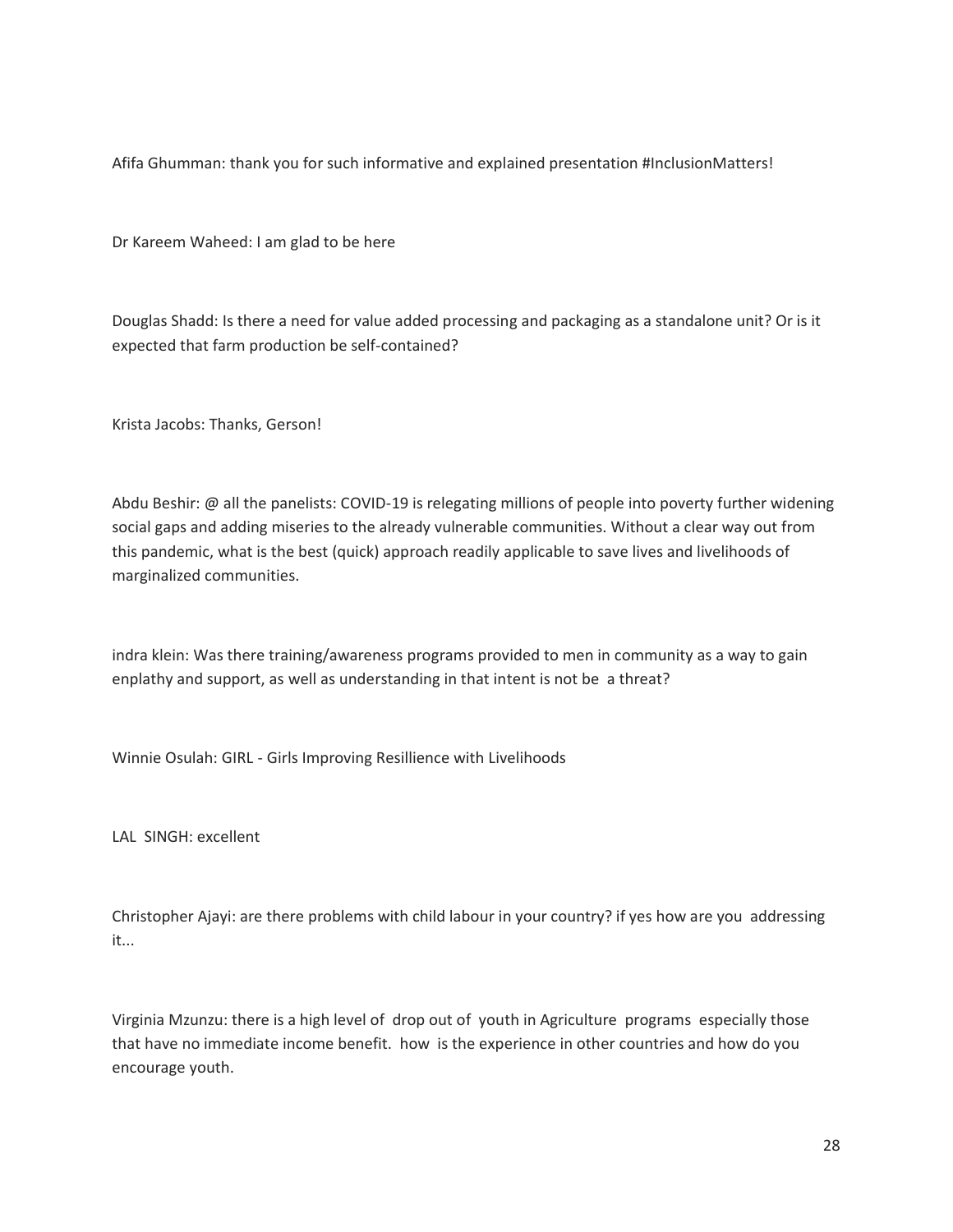Afifa Ghumman: thank you for such informative and explained presentation #InclusionMatters!

Dr Kareem Waheed: I am glad to be here

Douglas Shadd: Is there a need for value added processing and packaging as a standalone unit? Or is it expected that farm production be self-contained?

Krista Jacobs: Thanks, Gerson!

Abdu Beshir: @ all the panelists: COVID-19 is relegating millions of people into poverty further widening social gaps and adding miseries to the already vulnerable communities. Without a clear way out from this pandemic, what is the best (quick) approach readily applicable to save lives and livelihoods of marginalized communities.

indra klein: Was there training/awareness programs provided to men in community as a way to gain enplathy and support, as well as understanding in that intent is not be  a threat?

Winnie Osulah: GIRL - Girls Improving Resillience with Livelihoods

LAL  SINGH: excellent

Christopher Ajayi: are there problems with child labour in your country? if yes how are you  addressing it...

Virginia Mzunzu: there is a high level of  drop out of  youth in Agriculture  programs  especially those that have no immediate income benefit.  how  is the experience in other countries and how do you encourage youth.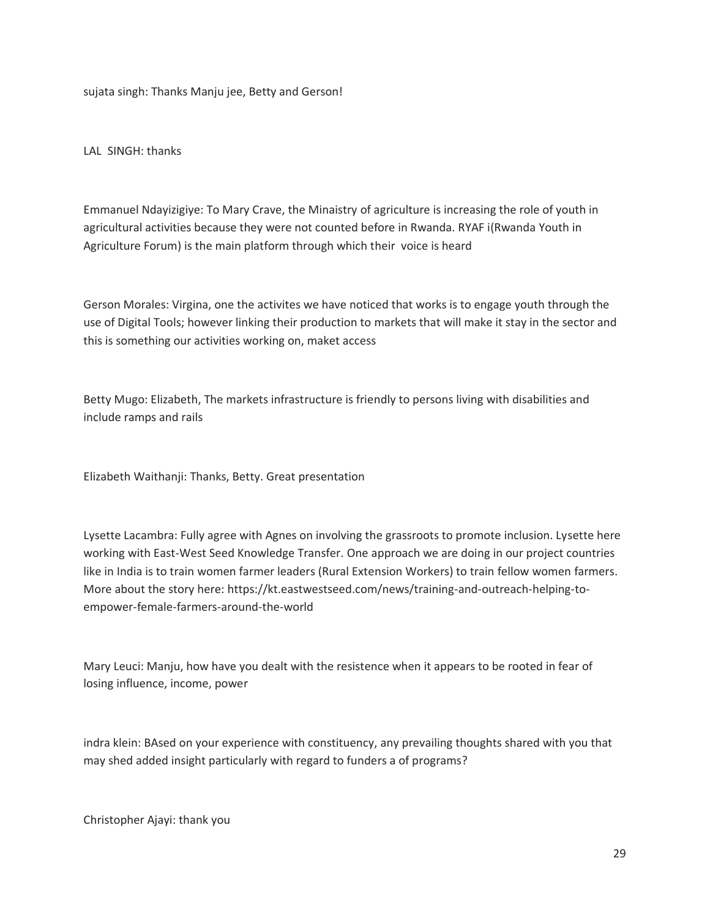sujata singh: Thanks Manju jee, Betty and Gerson!

LAL SINGH: thanks

Emmanuel Ndayizigiye: To Mary Crave, the Minaistry of agriculture is increasing the role of youth in agricultural activities because they were not counted before in Rwanda. RYAF i(Rwanda Youth in Agriculture Forum) is the main platform through which their voice is heard

Gerson Morales: Virgina, one the activites we have noticed that works is to engage youth through the use of Digital Tools; however linking their production to markets that will make it stay in the sector and this is something our activities working on, maket access

Betty Mugo: Elizabeth, The markets infrastructure is friendly to persons living with disabilities and include ramps and rails

Elizabeth Waithanji: Thanks, Betty. Great presentation

Lysette Lacambra: Fully agree with Agnes on involving the grassroots to promote inclusion. Lysette here working with East-West Seed Knowledge Transfer. One approach we are doing in our project countries like in India is to train women farmer leaders (Rural Extension Workers) to train fellow women farmers. More about the story here: https://kt.eastwestseed.com/news/training-and-outreach-helping-to-empower-female-farmers-around-the-world

Mary Leuci: Manju, how have you dealt with the resistence when it appears to be rooted in fear of losing influence, income, power

indra klein: BAsed on your experience with constituency, any prevailing thoughts shared with you that may shed added insight particularly with regard to funders a of programs?

Christopher Ajayi: thank you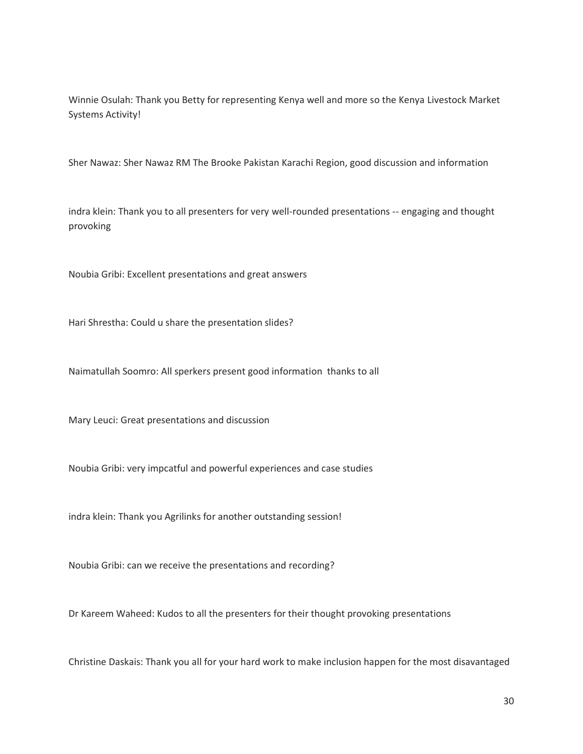Winnie Osulah: Thank you Betty for representing Kenya well and more so the Kenya Livestock Market Systems Activity!

Sher Nawaz: Sher Nawaz RM The Brooke Pakistan Karachi Region, good discussion and information

indra klein: Thank you to all presenters for very well-rounded presentations -- engaging and thought provoking

Noubia Gribi: Excellent presentations and great answers

Hari Shrestha: Could u share the presentation slides?

Naimatullah Soomro: All sperkers present good information  thanks to all

Mary Leuci: Great presentations and discussion

Noubia Gribi: very impcatful and powerful experiences and case studies

indra klein: Thank you Agrilinks for another outstanding session!

Noubia Gribi: can we receive the presentations and recording?

Dr Kareem Waheed: Kudos to all the presenters for their thought provoking presentations

Christine Daskais: Thank you all for your hard work to make inclusion happen for the most disavantaged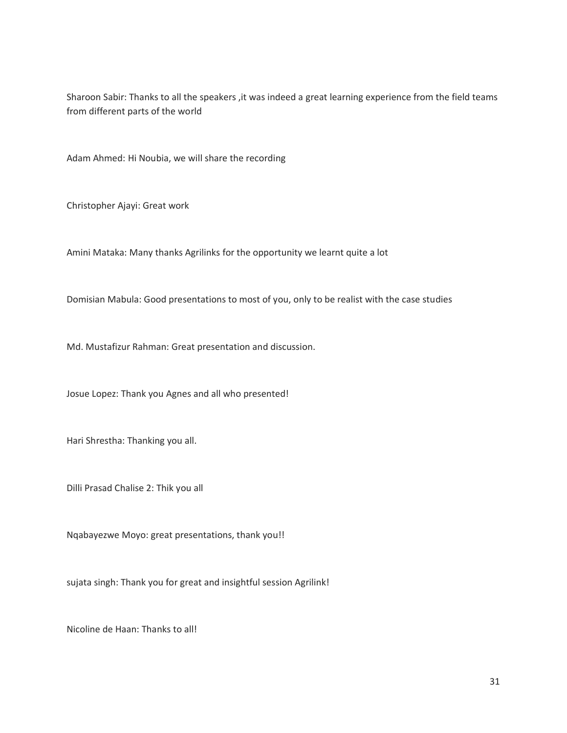Sharoon Sabir: Thanks to all the speakers ,it was indeed a great learning experience from the field teams from different parts of the world

Adam Ahmed: Hi Noubia, we will share the recording

Christopher Ajayi: Great work

Amini Mataka: Many thanks Agrilinks for the opportunity we learnt quite a lot

Domisian Mabula: Good presentations to most of you, only to be realist with the case studies

Md. Mustafizur Rahman: Great presentation and discussion.

Josue Lopez: Thank you Agnes and all who presented!

Hari Shrestha: Thanking you all.

Dilli Prasad Chalise 2: Thik you all

Nqabayezwe Moyo: great presentations, thank you!!

sujata singh: Thank you for great and insightful session Agrilink!

Nicoline de Haan: Thanks to all!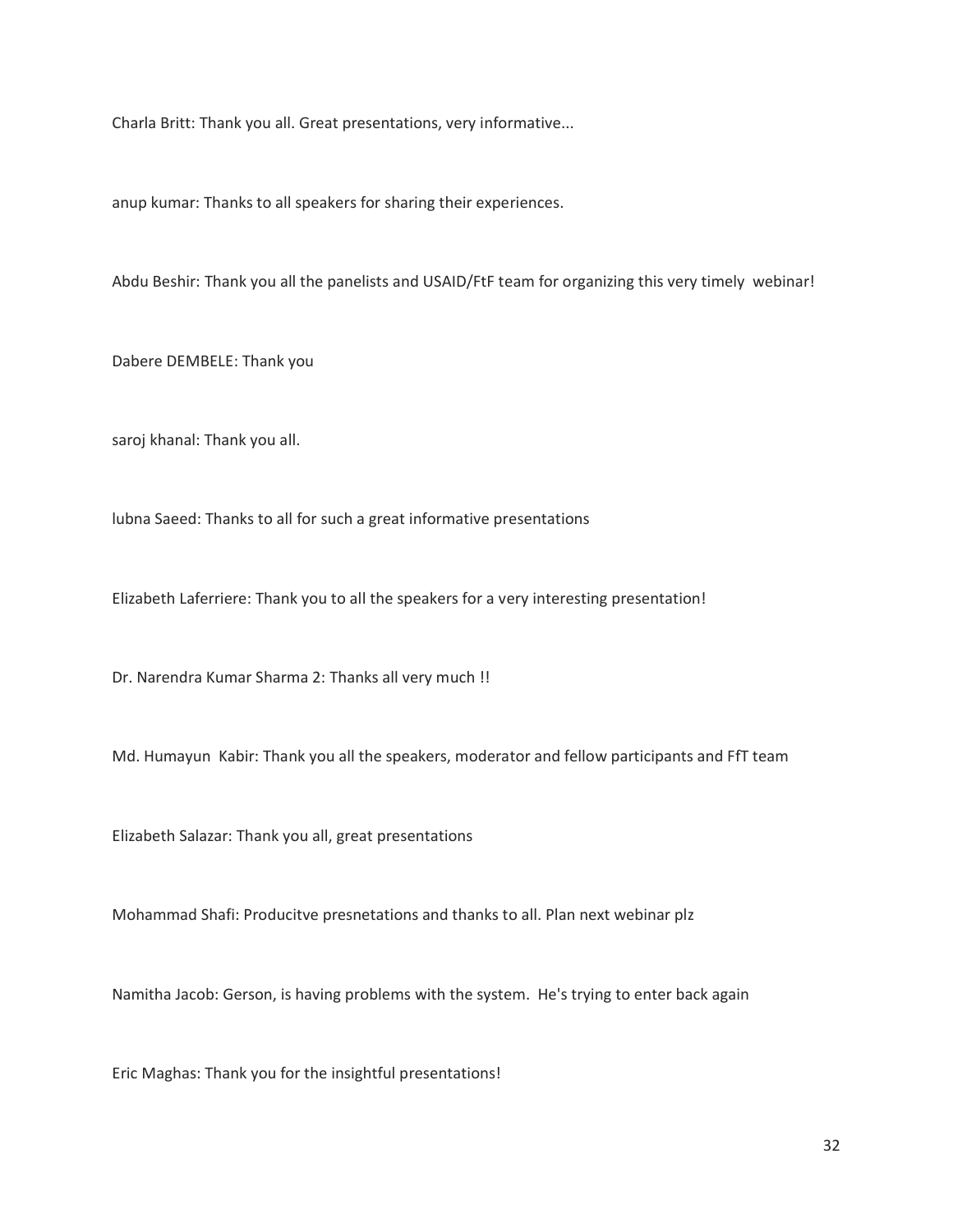Charla Britt: Thank you all. Great presentations, very informative...

anup kumar: Thanks to all speakers for sharing their experiences.

Abdu Beshir: Thank you all the panelists and USAID/FtF team for organizing this very timely webinar!

Dabere DEMBELE: Thank you

saroj khanal: Thank you all.

lubna Saeed: Thanks to all for such a great informative presentations

Elizabeth Laferriere: Thank you to all the speakers for a very interesting presentation!

Dr. Narendra Kumar Sharma 2: Thanks all very much !!

Md. Humayun Kabir: Thank you all the speakers, moderator and fellow participants and FfT team

Elizabeth Salazar: Thank you all, great presentations

Mohammad Shafi: Producitve presnetations and thanks to all. Plan next webinar plz

Namitha Jacob: Gerson, is having problems with the system. He's trying to enter back again

Eric Maghas: Thank you for the insightful presentations!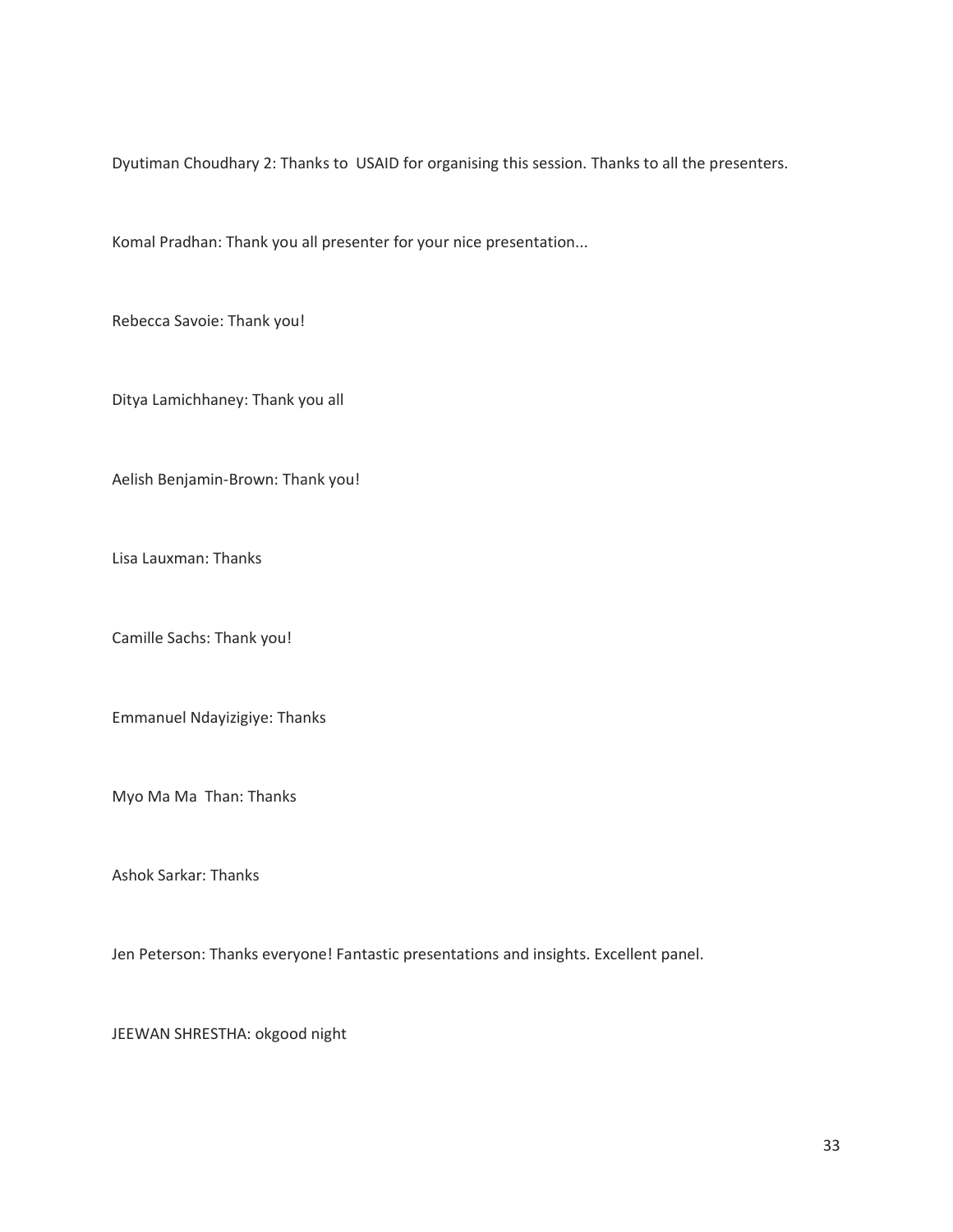Dyutiman Choudhary 2: Thanks to  USAID for organising this session. Thanks to all the presenters.

Komal Pradhan: Thank you all presenter for your nice presentation...

Rebecca Savoie: Thank you!

Ditya Lamichhaney: Thank you all

Aelish Benjamin-Brown: Thank you!

Lisa Lauxman: Thanks

Camille Sachs: Thank you!

Emmanuel Ndayizigiye: Thanks

Myo Ma Ma  Than: Thanks

Ashok Sarkar: Thanks

Jen Peterson: Thanks everyone! Fantastic presentations and insights. Excellent panel.

JEEWAN SHRESTHA: okgood night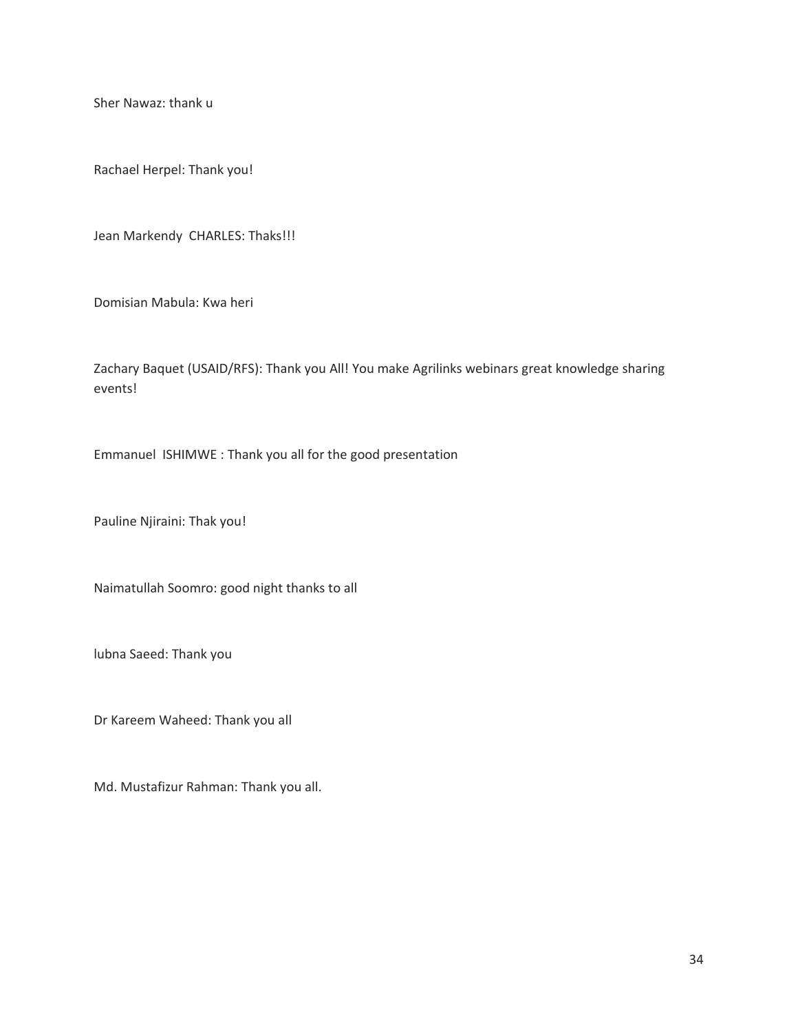Sher Nawaz: thank u

Rachael Herpel: Thank you!

Jean Markendy  CHARLES: Thaks!!!

Domisian Mabula: Kwa heri

Zachary Baquet (USAID/RFS): Thank you All! You make Agrilinks webinars great knowledge sharing events!

Emmanuel  ISHIMWE : Thank you all for the good presentation

Pauline Njiraini: Thak you!

Naimatullah Soomro: good night thanks to all

lubna Saeed: Thank you

Dr Kareem Waheed: Thank you all

Md. Mustafizur Rahman: Thank you all.